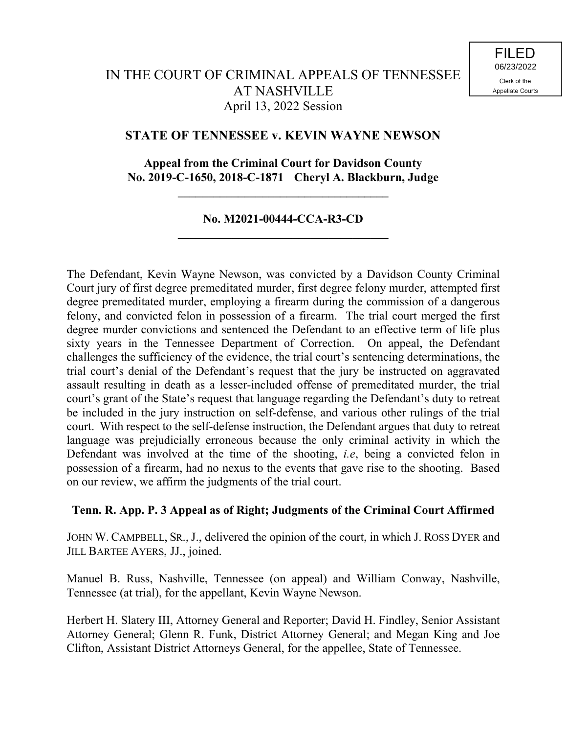FILED
06/23/2022
Clerk of the
Appellate Courts

# IN THE COURT OF CRIMINAL APPEALS OF TENNESSEE AT NASHVILLE

April 13, 2022 Session

## STATE OF TENNESSEE v. KEVIN WAYNE NEWSON

**Appeal from the Criminal Court for Davidson County**
**No. 2019-C-1650, 2018-C-1871 Cheryl A. Blackburn, Judge**

---

**No. M2021-00444-CCA-R3-CD**

---

The Defendant, Kevin Wayne Newson, was convicted by a Davidson County Criminal Court jury of first degree premeditated murder, first degree felony murder, attempted first degree premeditated murder, employing a firearm during the commission of a dangerous felony, and convicted felon in possession of a firearm. The trial court merged the first degree murder convictions and sentenced the Defendant to an effective term of life plus sixty years in the Tennessee Department of Correction. On appeal, the Defendant challenges the sufficiency of the evidence, the trial court's sentencing determinations, the trial court's denial of the Defendant's request that the jury be instructed on aggravated assault resulting in death as a lesser-included offense of premeditated murder, the trial court's grant of the State's request that language regarding the Defendant's duty to retreat be included in the jury instruction on self-defense, and various other rulings of the trial court. With respect to the self-defense instruction, the Defendant argues that duty to retreat language was prejudicially erroneous because the only criminal activity in which the Defendant was involved at the time of the shooting, *i.e*, being a convicted felon in possession of a firearm, had no nexus to the events that gave rise to the shooting. Based on our review, we affirm the judgments of the trial court.

**Tenn. R. App. P. 3 Appeal as of Right; Judgments of the Criminal Court Affirmed**

JOHN W. CAMPBELL, SR., J., delivered the opinion of the court, in which J. ROSS DYER and JILL BARTEE AYERS, JJ., joined.

Manuel B. Russ, Nashville, Tennessee (on appeal) and William Conway, Nashville, Tennessee (at trial), for the appellant, Kevin Wayne Newson.

Herbert H. Slatery III, Attorney General and Reporter; David H. Findley, Senior Assistant Attorney General; Glenn R. Funk, District Attorney General; and Megan King and Joe Clifton, Assistant District Attorneys General, for the appellee, State of Tennessee.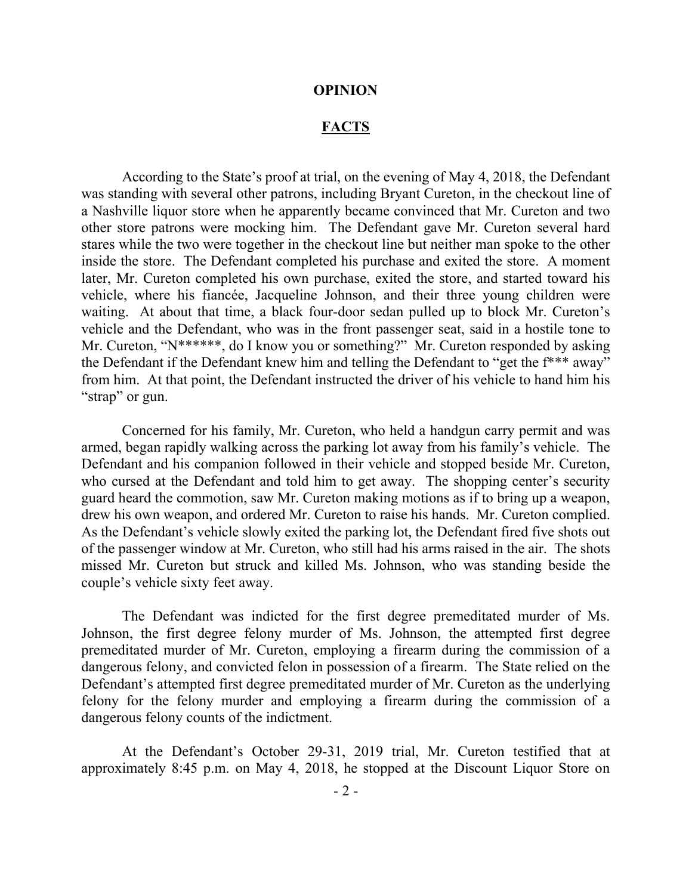**OPINION**

**FACTS**

According to the State's proof at trial, on the evening of May 4, 2018, the Defendant was standing with several other patrons, including Bryant Cureton, in the checkout line of a Nashville liquor store when he apparently became convinced that Mr. Cureton and two other store patrons were mocking him. The Defendant gave Mr. Cureton several hard stares while the two were together in the checkout line but neither man spoke to the other inside the store. The Defendant completed his purchase and exited the store. A moment later, Mr. Cureton completed his own purchase, exited the store, and started toward his vehicle, where his fiancée, Jacqueline Johnson, and their three young children were waiting. At about that time, a black four-door sedan pulled up to block Mr. Cureton's vehicle and the Defendant, who was in the front passenger seat, said in a hostile tone to Mr. Cureton, "N******, do I know you or something?" Mr. Cureton responded by asking the Defendant if the Defendant knew him and telling the Defendant to "get the f*** away" from him. At that point, the Defendant instructed the driver of his vehicle to hand him his "strap" or gun.

Concerned for his family, Mr. Cureton, who held a handgun carry permit and was armed, began rapidly walking across the parking lot away from his family's vehicle. The Defendant and his companion followed in their vehicle and stopped beside Mr. Cureton, who cursed at the Defendant and told him to get away. The shopping center's security guard heard the commotion, saw Mr. Cureton making motions as if to bring up a weapon, drew his own weapon, and ordered Mr. Cureton to raise his hands. Mr. Cureton complied. As the Defendant's vehicle slowly exited the parking lot, the Defendant fired five shots out of the passenger window at Mr. Cureton, who still had his arms raised in the air. The shots missed Mr. Cureton but struck and killed Ms. Johnson, who was standing beside the couple's vehicle sixty feet away.

The Defendant was indicted for the first degree premeditated murder of Ms. Johnson, the first degree felony murder of Ms. Johnson, the attempted first degree premeditated murder of Mr. Cureton, employing a firearm during the commission of a dangerous felony, and convicted felon in possession of a firearm. The State relied on the Defendant's attempted first degree premeditated murder of Mr. Cureton as the underlying felony for the felony murder and employing a firearm during the commission of a dangerous felony counts of the indictment.

At the Defendant's October 29-31, 2019 trial, Mr. Cureton testified that at approximately 8:45 p.m. on May 4, 2018, he stopped at the Discount Liquor Store on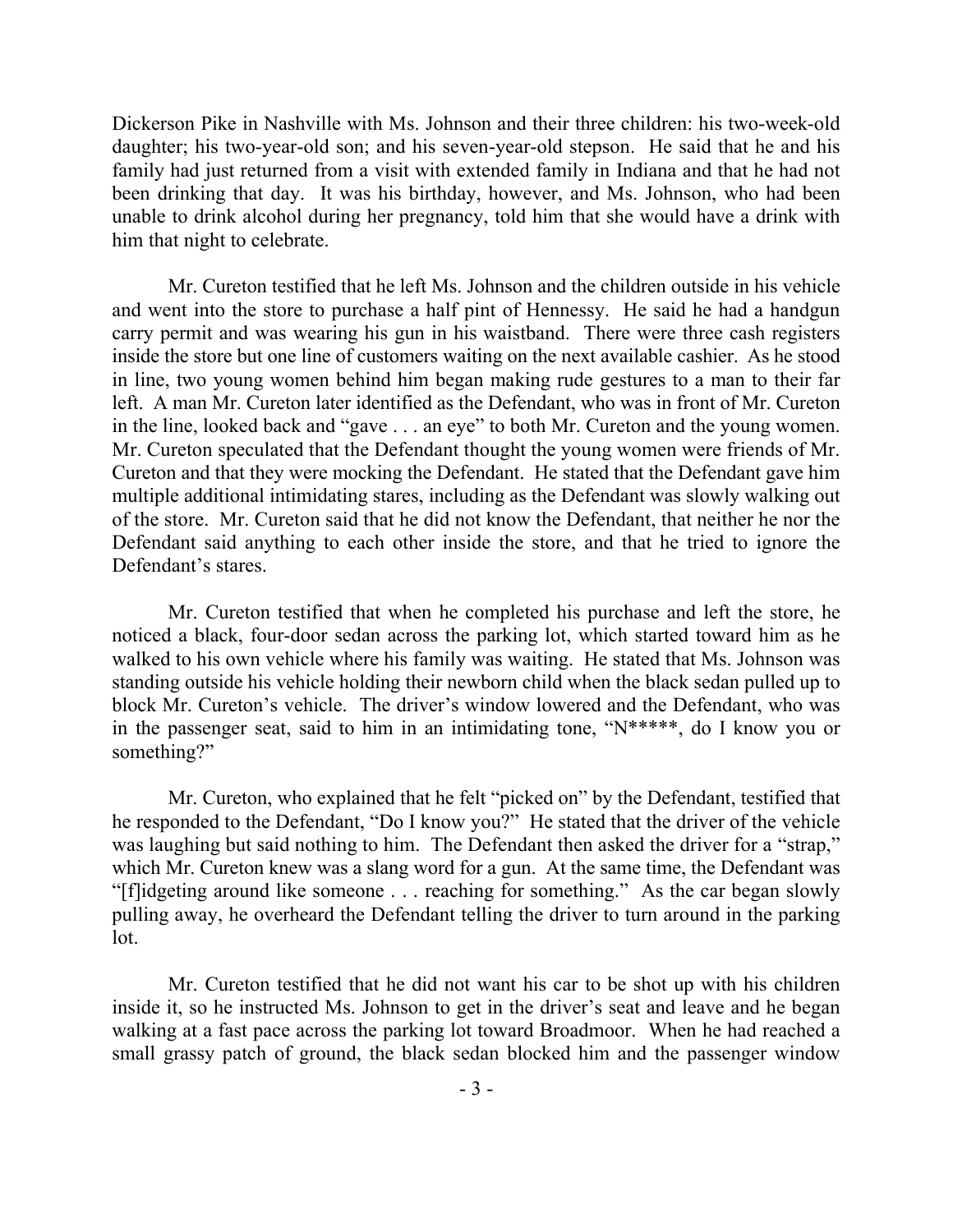Dickerson Pike in Nashville with Ms. Johnson and their three children: his two-week-old daughter; his two-year-old son; and his seven-year-old stepson. He said that he and his family had just returned from a visit with extended family in Indiana and that he had not been drinking that day. It was his birthday, however, and Ms. Johnson, who had been unable to drink alcohol during her pregnancy, told him that she would have a drink with him that night to celebrate.

Mr. Cureton testified that he left Ms. Johnson and the children outside in his vehicle and went into the store to purchase a half pint of Hennessy. He said he had a handgun carry permit and was wearing his gun in his waistband. There were three cash registers inside the store but one line of customers waiting on the next available cashier. As he stood in line, two young women behind him began making rude gestures to a man to their far left. A man Mr. Cureton later identified as the Defendant, who was in front of Mr. Cureton in the line, looked back and "gave . . . an eye" to both Mr. Cureton and the young women. Mr. Cureton speculated that the Defendant thought the young women were friends of Mr. Cureton and that they were mocking the Defendant. He stated that the Defendant gave him multiple additional intimidating stares, including as the Defendant was slowly walking out of the store. Mr. Cureton said that he did not know the Defendant, that neither he nor the Defendant said anything to each other inside the store, and that he tried to ignore the Defendant's stares.

Mr. Cureton testified that when he completed his purchase and left the store, he noticed a black, four-door sedan across the parking lot, which started toward him as he walked to his own vehicle where his family was waiting. He stated that Ms. Johnson was standing outside his vehicle holding their newborn child when the black sedan pulled up to block Mr. Cureton's vehicle. The driver's window lowered and the Defendant, who was in the passenger seat, said to him in an intimidating tone, "N*****, do I know you or something?"

Mr. Cureton, who explained that he felt "picked on" by the Defendant, testified that he responded to the Defendant, "Do I know you?" He stated that the driver of the vehicle was laughing but said nothing to him. The Defendant then asked the driver for a "strap," which Mr. Cureton knew was a slang word for a gun. At the same time, the Defendant was "[f]idgeting around like someone . . . reaching for something." As the car began slowly pulling away, he overheard the Defendant telling the driver to turn around in the parking lot.

Mr. Cureton testified that he did not want his car to be shot up with his children inside it, so he instructed Ms. Johnson to get in the driver's seat and leave and he began walking at a fast pace across the parking lot toward Broadmoor. When he had reached a small grassy patch of ground, the black sedan blocked him and the passenger window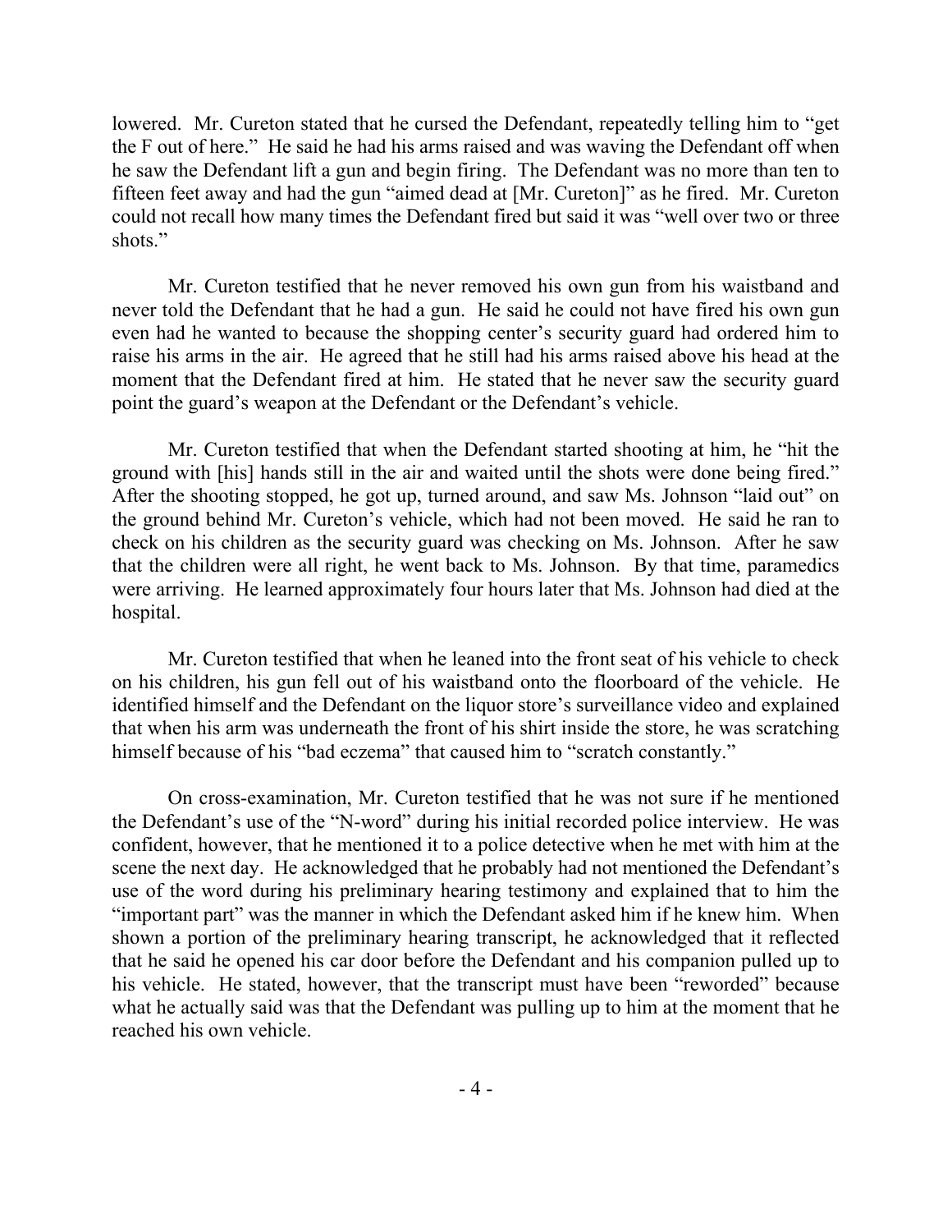lowered. Mr. Cureton stated that he cursed the Defendant, repeatedly telling him to "get the F out of here." He said he had his arms raised and was waving the Defendant off when he saw the Defendant lift a gun and begin firing. The Defendant was no more than ten to fifteen feet away and had the gun "aimed dead at [Mr. Cureton]" as he fired. Mr. Cureton could not recall how many times the Defendant fired but said it was "well over two or three shots."

Mr. Cureton testified that he never removed his own gun from his waistband and never told the Defendant that he had a gun. He said he could not have fired his own gun even had he wanted to because the shopping center's security guard had ordered him to raise his arms in the air. He agreed that he still had his arms raised above his head at the moment that the Defendant fired at him. He stated that he never saw the security guard point the guard's weapon at the Defendant or the Defendant's vehicle.

Mr. Cureton testified that when the Defendant started shooting at him, he "hit the ground with [his] hands still in the air and waited until the shots were done being fired." After the shooting stopped, he got up, turned around, and saw Ms. Johnson "laid out" on the ground behind Mr. Cureton's vehicle, which had not been moved. He said he ran to check on his children as the security guard was checking on Ms. Johnson. After he saw that the children were all right, he went back to Ms. Johnson. By that time, paramedics were arriving. He learned approximately four hours later that Ms. Johnson had died at the hospital.

Mr. Cureton testified that when he leaned into the front seat of his vehicle to check on his children, his gun fell out of his waistband onto the floorboard of the vehicle. He identified himself and the Defendant on the liquor store's surveillance video and explained that when his arm was underneath the front of his shirt inside the store, he was scratching himself because of his "bad eczema" that caused him to "scratch constantly."

On cross-examination, Mr. Cureton testified that he was not sure if he mentioned the Defendant's use of the "N-word" during his initial recorded police interview. He was confident, however, that he mentioned it to a police detective when he met with him at the scene the next day. He acknowledged that he probably had not mentioned the Defendant's use of the word during his preliminary hearing testimony and explained that to him the "important part" was the manner in which the Defendant asked him if he knew him. When shown a portion of the preliminary hearing transcript, he acknowledged that it reflected that he said he opened his car door before the Defendant and his companion pulled up to his vehicle. He stated, however, that the transcript must have been "reworded" because what he actually said was that the Defendant was pulling up to him at the moment that he reached his own vehicle.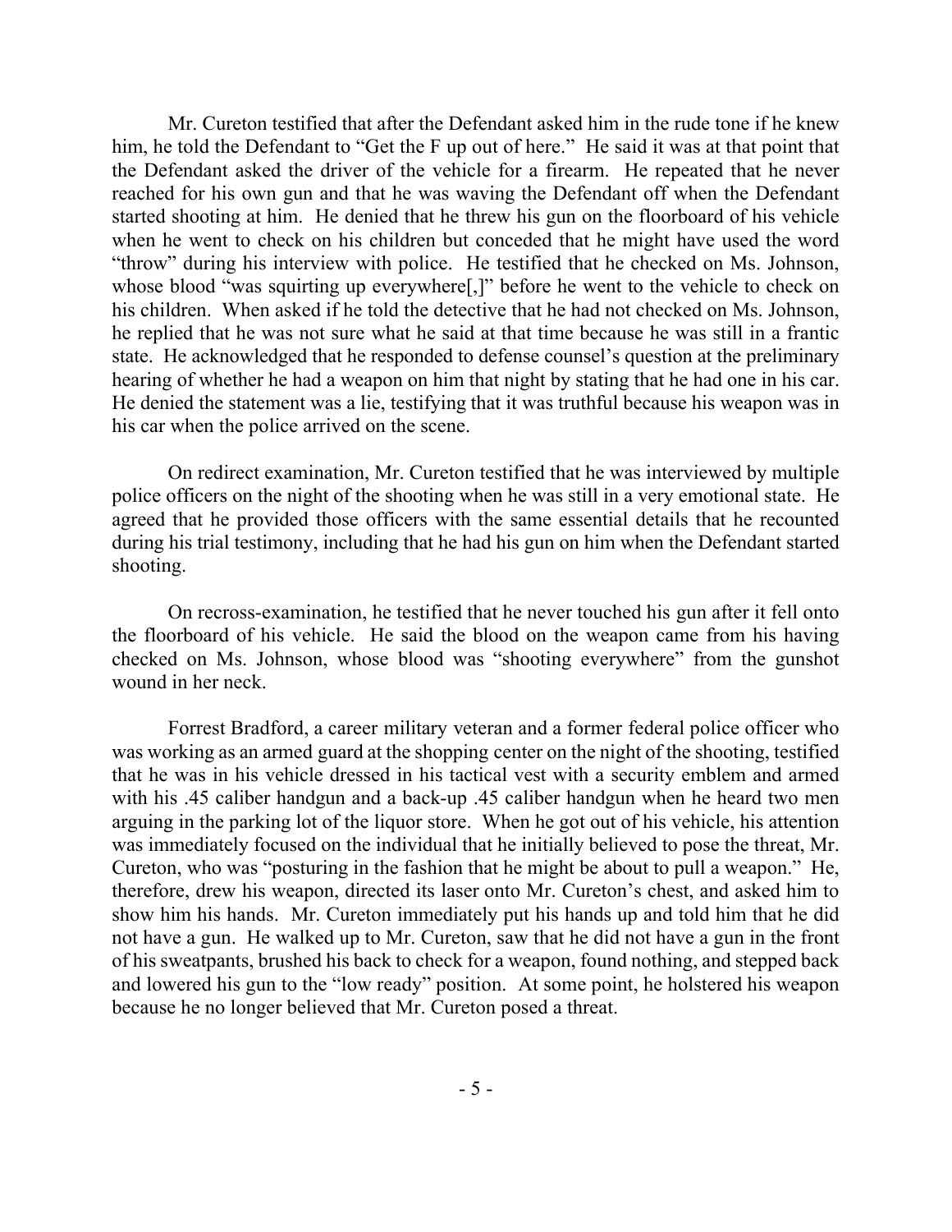Mr. Cureton testified that after the Defendant asked him in the rude tone if he knew him, he told the Defendant to "Get the F up out of here." He said it was at that point that the Defendant asked the driver of the vehicle for a firearm. He repeated that he never reached for his own gun and that he was waving the Defendant off when the Defendant started shooting at him. He denied that he threw his gun on the floorboard of his vehicle when he went to check on his children but conceded that he might have used the word "throw" during his interview with police. He testified that he checked on Ms. Johnson, whose blood "was squirting up everywhere[,]" before he went to the vehicle to check on his children. When asked if he told the detective that he had not checked on Ms. Johnson, he replied that he was not sure what he said at that time because he was still in a frantic state. He acknowledged that he responded to defense counsel's question at the preliminary hearing of whether he had a weapon on him that night by stating that he had one in his car. He denied the statement was a lie, testifying that it was truthful because his weapon was in his car when the police arrived on the scene.

On redirect examination, Mr. Cureton testified that he was interviewed by multiple police officers on the night of the shooting when he was still in a very emotional state. He agreed that he provided those officers with the same essential details that he recounted during his trial testimony, including that he had his gun on him when the Defendant started shooting.

On recross-examination, he testified that he never touched his gun after it fell onto the floorboard of his vehicle. He said the blood on the weapon came from his having checked on Ms. Johnson, whose blood was "shooting everywhere" from the gunshot wound in her neck.

Forrest Bradford, a career military veteran and a former federal police officer who was working as an armed guard at the shopping center on the night of the shooting, testified that he was in his vehicle dressed in his tactical vest with a security emblem and armed with his .45 caliber handgun and a back-up .45 caliber handgun when he heard two men arguing in the parking lot of the liquor store. When he got out of his vehicle, his attention was immediately focused on the individual that he initially believed to pose the threat, Mr. Cureton, who was "posturing in the fashion that he might be about to pull a weapon." He, therefore, drew his weapon, directed its laser onto Mr. Cureton's chest, and asked him to show him his hands. Mr. Cureton immediately put his hands up and told him that he did not have a gun. He walked up to Mr. Cureton, saw that he did not have a gun in the front of his sweatpants, brushed his back to check for a weapon, found nothing, and stepped back and lowered his gun to the "low ready" position. At some point, he holstered his weapon because he no longer believed that Mr. Cureton posed a threat.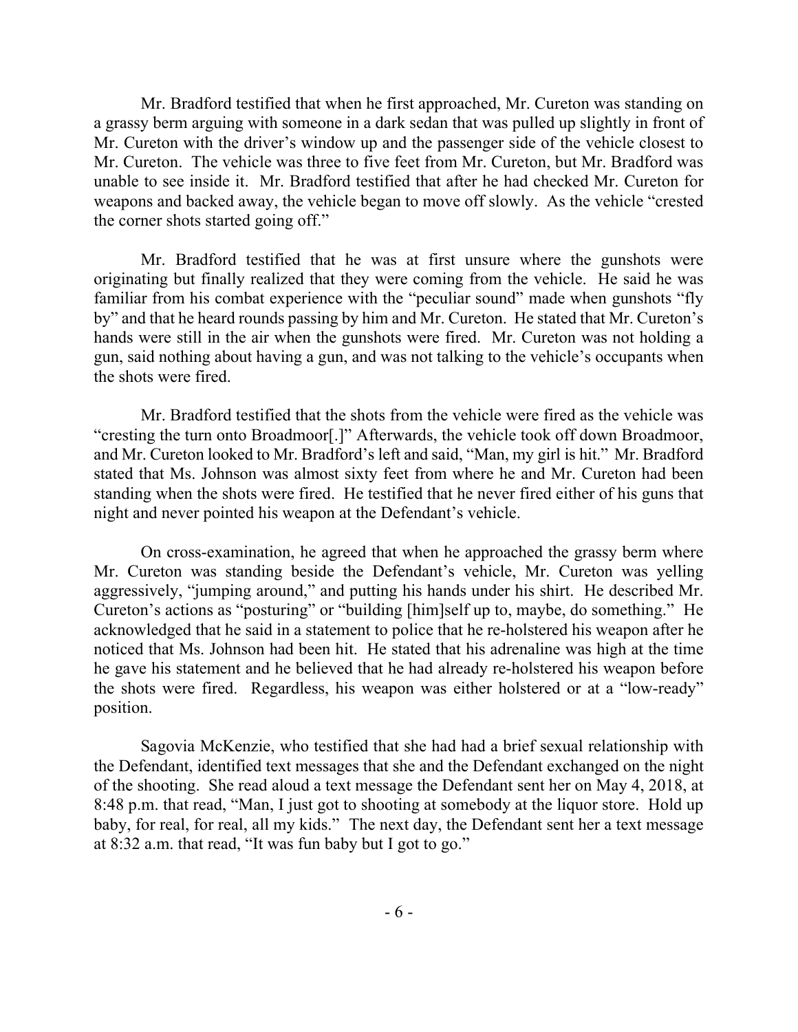Mr. Bradford testified that when he first approached, Mr. Cureton was standing on a grassy berm arguing with someone in a dark sedan that was pulled up slightly in front of Mr. Cureton with the driver's window up and the passenger side of the vehicle closest to Mr. Cureton. The vehicle was three to five feet from Mr. Cureton, but Mr. Bradford was unable to see inside it. Mr. Bradford testified that after he had checked Mr. Cureton for weapons and backed away, the vehicle began to move off slowly. As the vehicle "crested the corner shots started going off."

Mr. Bradford testified that he was at first unsure where the gunshots were originating but finally realized that they were coming from the vehicle. He said he was familiar from his combat experience with the "peculiar sound" made when gunshots "fly by" and that he heard rounds passing by him and Mr. Cureton. He stated that Mr. Cureton's hands were still in the air when the gunshots were fired. Mr. Cureton was not holding a gun, said nothing about having a gun, and was not talking to the vehicle's occupants when the shots were fired.

Mr. Bradford testified that the shots from the vehicle were fired as the vehicle was "cresting the turn onto Broadmoor[.]" Afterwards, the vehicle took off down Broadmoor, and Mr. Cureton looked to Mr. Bradford's left and said, "Man, my girl is hit." Mr. Bradford stated that Ms. Johnson was almost sixty feet from where he and Mr. Cureton had been standing when the shots were fired. He testified that he never fired either of his guns that night and never pointed his weapon at the Defendant's vehicle.

On cross-examination, he agreed that when he approached the grassy berm where Mr. Cureton was standing beside the Defendant's vehicle, Mr. Cureton was yelling aggressively, "jumping around," and putting his hands under his shirt. He described Mr. Cureton's actions as "posturing" or "building [him]self up to, maybe, do something." He acknowledged that he said in a statement to police that he re-holstered his weapon after he noticed that Ms. Johnson had been hit. He stated that his adrenaline was high at the time he gave his statement and he believed that he had already re-holstered his weapon before the shots were fired. Regardless, his weapon was either holstered or at a "low-ready" position.

Sagovia McKenzie, who testified that she had had a brief sexual relationship with the Defendant, identified text messages that she and the Defendant exchanged on the night of the shooting. She read aloud a text message the Defendant sent her on May 4, 2018, at 8:48 p.m. that read, "Man, I just got to shooting at somebody at the liquor store. Hold up baby, for real, for real, all my kids." The next day, the Defendant sent her a text message at 8:32 a.m. that read, "It was fun baby but I got to go."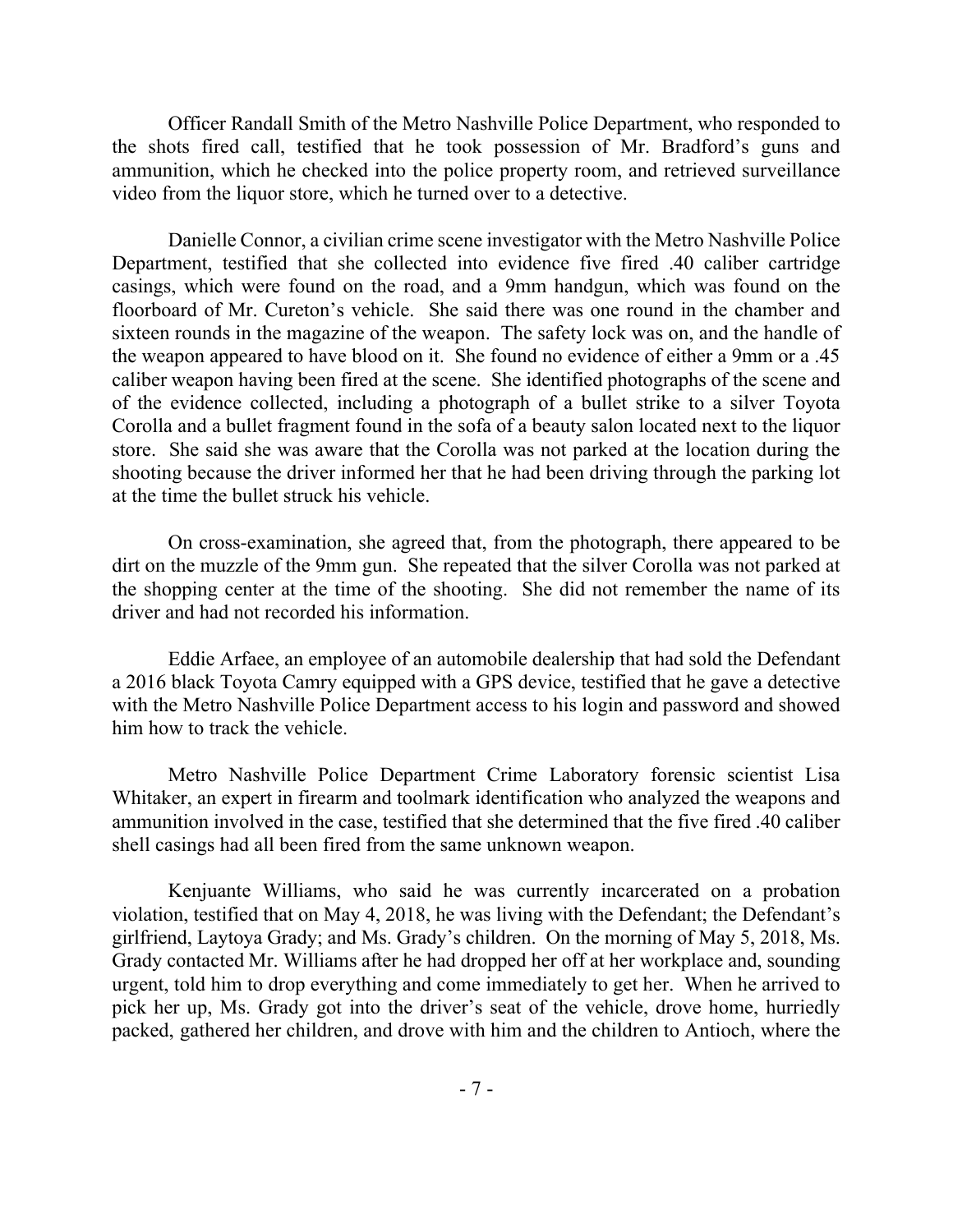Officer Randall Smith of the Metro Nashville Police Department, who responded to the shots fired call, testified that he took possession of Mr. Bradford's guns and ammunition, which he checked into the police property room, and retrieved surveillance video from the liquor store, which he turned over to a detective.

Danielle Connor, a civilian crime scene investigator with the Metro Nashville Police Department, testified that she collected into evidence five fired .40 caliber cartridge casings, which were found on the road, and a 9mm handgun, which was found on the floorboard of Mr. Cureton's vehicle. She said there was one round in the chamber and sixteen rounds in the magazine of the weapon. The safety lock was on, and the handle of the weapon appeared to have blood on it. She found no evidence of either a 9mm or a .45 caliber weapon having been fired at the scene. She identified photographs of the scene and of the evidence collected, including a photograph of a bullet strike to a silver Toyota Corolla and a bullet fragment found in the sofa of a beauty salon located next to the liquor store. She said she was aware that the Corolla was not parked at the location during the shooting because the driver informed her that he had been driving through the parking lot at the time the bullet struck his vehicle.

On cross-examination, she agreed that, from the photograph, there appeared to be dirt on the muzzle of the 9mm gun. She repeated that the silver Corolla was not parked at the shopping center at the time of the shooting. She did not remember the name of its driver and had not recorded his information.

Eddie Arfaee, an employee of an automobile dealership that had sold the Defendant a 2016 black Toyota Camry equipped with a GPS device, testified that he gave a detective with the Metro Nashville Police Department access to his login and password and showed him how to track the vehicle.

Metro Nashville Police Department Crime Laboratory forensic scientist Lisa Whitaker, an expert in firearm and toolmark identification who analyzed the weapons and ammunition involved in the case, testified that she determined that the five fired .40 caliber shell casings had all been fired from the same unknown weapon.

Kenjuante Williams, who said he was currently incarcerated on a probation violation, testified that on May 4, 2018, he was living with the Defendant; the Defendant's girlfriend, Laytoya Grady; and Ms. Grady's children. On the morning of May 5, 2018, Ms. Grady contacted Mr. Williams after he had dropped her off at her workplace and, sounding urgent, told him to drop everything and come immediately to get her. When he arrived to pick her up, Ms. Grady got into the driver's seat of the vehicle, drove home, hurriedly packed, gathered her children, and drove with him and the children to Antioch, where the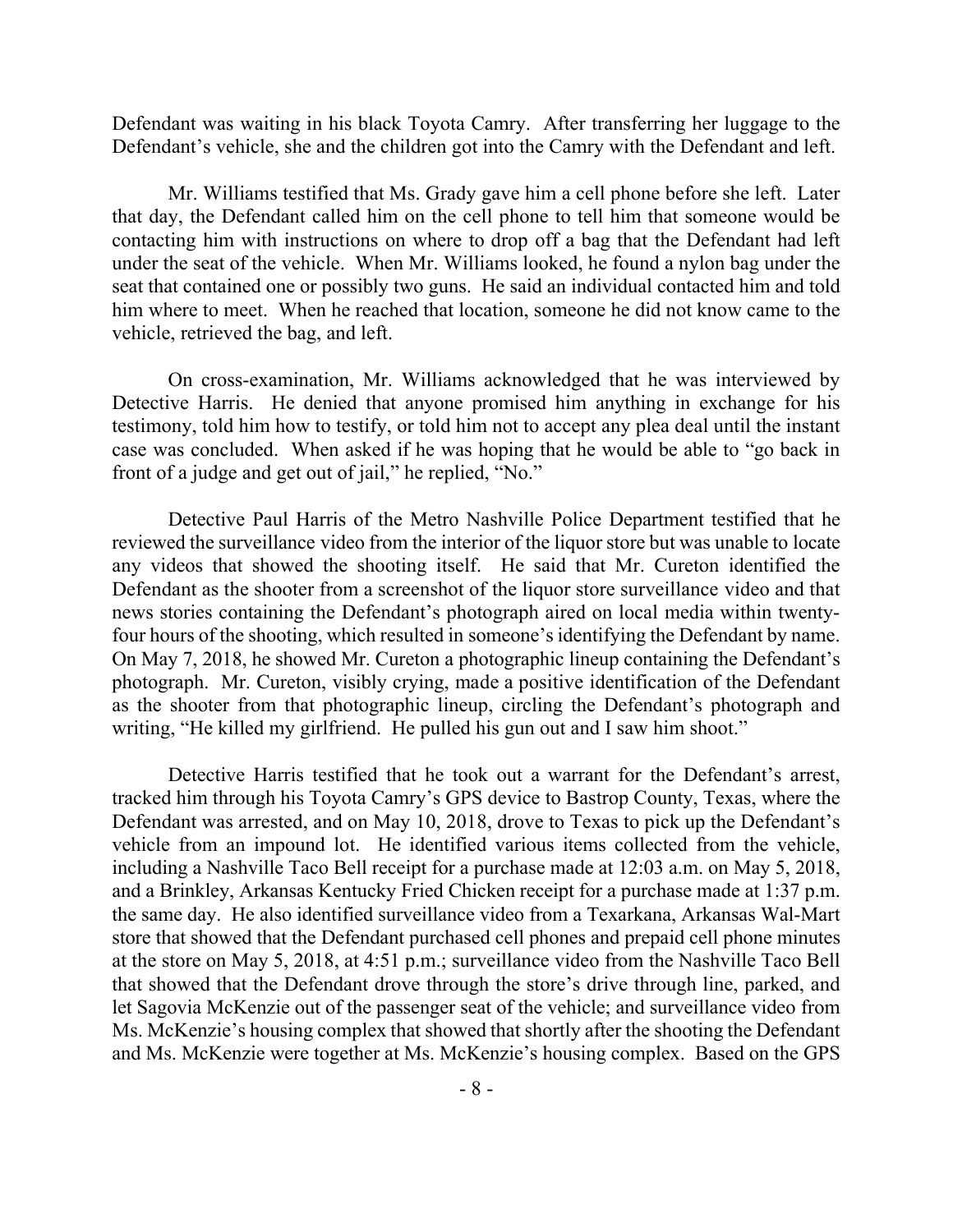Defendant was waiting in his black Toyota Camry. After transferring her luggage to the Defendant's vehicle, she and the children got into the Camry with the Defendant and left.

Mr. Williams testified that Ms. Grady gave him a cell phone before she left. Later that day, the Defendant called him on the cell phone to tell him that someone would be contacting him with instructions on where to drop off a bag that the Defendant had left under the seat of the vehicle. When Mr. Williams looked, he found a nylon bag under the seat that contained one or possibly two guns. He said an individual contacted him and told him where to meet. When he reached that location, someone he did not know came to the vehicle, retrieved the bag, and left.

On cross-examination, Mr. Williams acknowledged that he was interviewed by Detective Harris. He denied that anyone promised him anything in exchange for his testimony, told him how to testify, or told him not to accept any plea deal until the instant case was concluded. When asked if he was hoping that he would be able to "go back in front of a judge and get out of jail," he replied, "No."

Detective Paul Harris of the Metro Nashville Police Department testified that he reviewed the surveillance video from the interior of the liquor store but was unable to locate any videos that showed the shooting itself. He said that Mr. Cureton identified the Defendant as the shooter from a screenshot of the liquor store surveillance video and that news stories containing the Defendant's photograph aired on local media within twenty-four hours of the shooting, which resulted in someone's identifying the Defendant by name. On May 7, 2018, he showed Mr. Cureton a photographic lineup containing the Defendant's photograph. Mr. Cureton, visibly crying, made a positive identification of the Defendant as the shooter from that photographic lineup, circling the Defendant's photograph and writing, "He killed my girlfriend. He pulled his gun out and I saw him shoot."

Detective Harris testified that he took out a warrant for the Defendant's arrest, tracked him through his Toyota Camry's GPS device to Bastrop County, Texas, where the Defendant was arrested, and on May 10, 2018, drove to Texas to pick up the Defendant's vehicle from an impound lot. He identified various items collected from the vehicle, including a Nashville Taco Bell receipt for a purchase made at 12:03 a.m. on May 5, 2018, and a Brinkley, Arkansas Kentucky Fried Chicken receipt for a purchase made at 1:37 p.m. the same day. He also identified surveillance video from a Texarkana, Arkansas Wal-Mart store that showed that the Defendant purchased cell phones and prepaid cell phone minutes at the store on May 5, 2018, at 4:51 p.m.; surveillance video from the Nashville Taco Bell that showed that the Defendant drove through the store's drive through line, parked, and let Sagovia McKenzie out of the passenger seat of the vehicle; and surveillance video from Ms. McKenzie's housing complex that showed that shortly after the shooting the Defendant and Ms. McKenzie were together at Ms. McKenzie's housing complex. Based on the GPS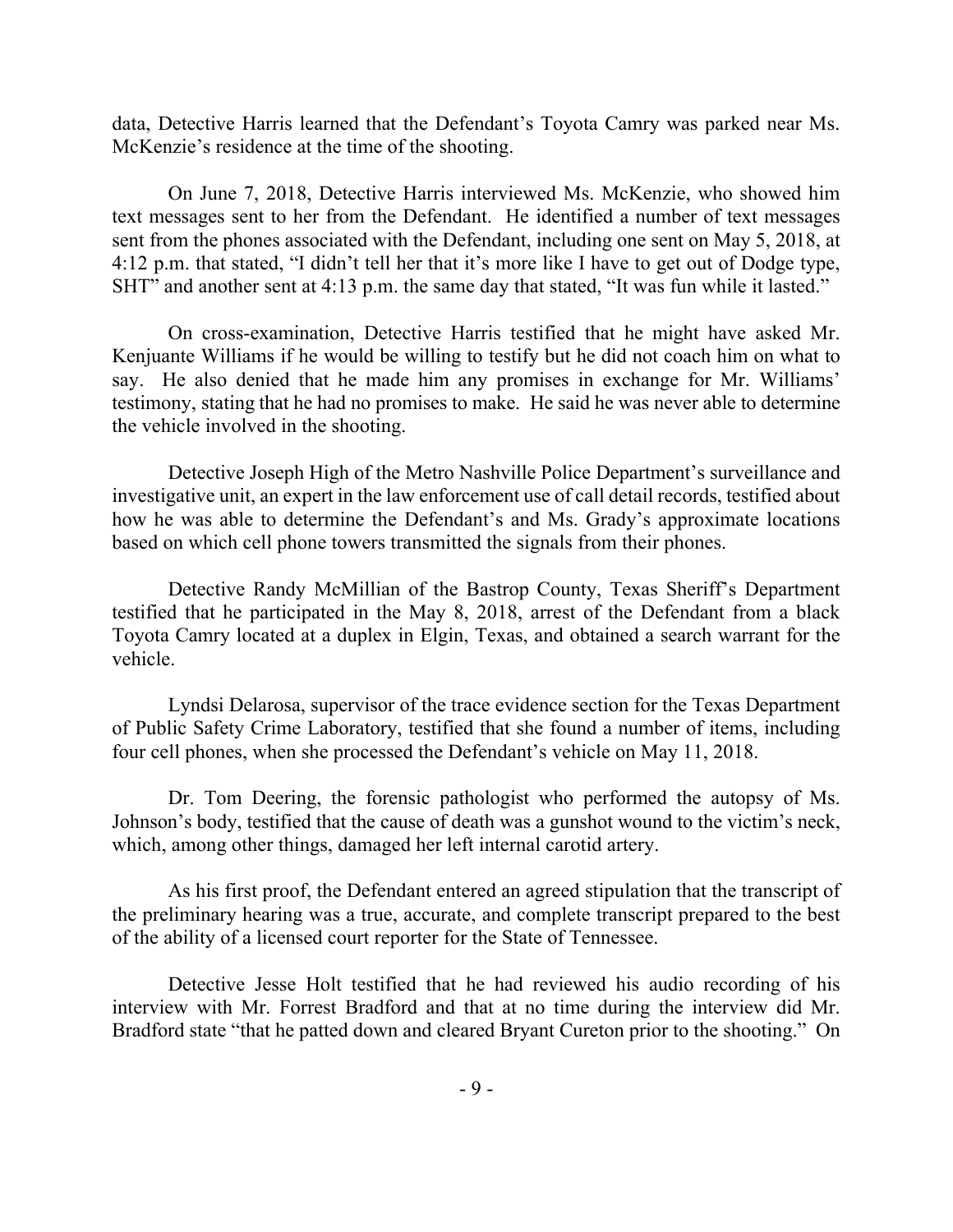data, Detective Harris learned that the Defendant's Toyota Camry was parked near Ms. McKenzie's residence at the time of the shooting.

On June 7, 2018, Detective Harris interviewed Ms. McKenzie, who showed him text messages sent to her from the Defendant. He identified a number of text messages sent from the phones associated with the Defendant, including one sent on May 5, 2018, at 4:12 p.m. that stated, "I didn't tell her that it's more like I have to get out of Dodge type, SHT" and another sent at 4:13 p.m. the same day that stated, "It was fun while it lasted."

On cross-examination, Detective Harris testified that he might have asked Mr. Kenjuante Williams if he would be willing to testify but he did not coach him on what to say. He also denied that he made him any promises in exchange for Mr. Williams' testimony, stating that he had no promises to make. He said he was never able to determine the vehicle involved in the shooting.

Detective Joseph High of the Metro Nashville Police Department's surveillance and investigative unit, an expert in the law enforcement use of call detail records, testified about how he was able to determine the Defendant's and Ms. Grady's approximate locations based on which cell phone towers transmitted the signals from their phones.

Detective Randy McMillian of the Bastrop County, Texas Sheriff's Department testified that he participated in the May 8, 2018, arrest of the Defendant from a black Toyota Camry located at a duplex in Elgin, Texas, and obtained a search warrant for the vehicle.

Lyndsi Delarosa, supervisor of the trace evidence section for the Texas Department of Public Safety Crime Laboratory, testified that she found a number of items, including four cell phones, when she processed the Defendant's vehicle on May 11, 2018.

Dr. Tom Deering, the forensic pathologist who performed the autopsy of Ms. Johnson's body, testified that the cause of death was a gunshot wound to the victim's neck, which, among other things, damaged her left internal carotid artery.

As his first proof, the Defendant entered an agreed stipulation that the transcript of the preliminary hearing was a true, accurate, and complete transcript prepared to the best of the ability of a licensed court reporter for the State of Tennessee.

Detective Jesse Holt testified that he had reviewed his audio recording of his interview with Mr. Forrest Bradford and that at no time during the interview did Mr. Bradford state "that he patted down and cleared Bryant Cureton prior to the shooting." On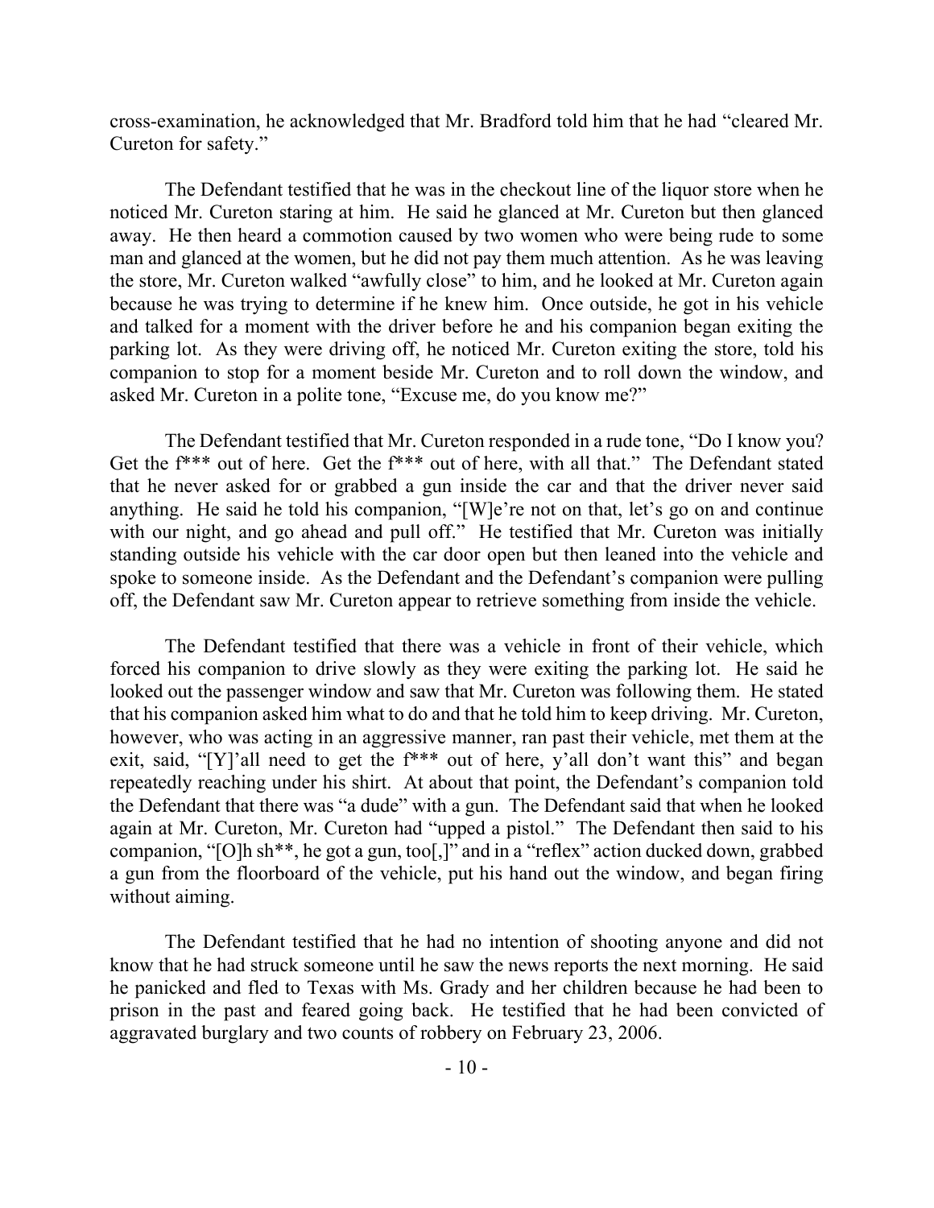cross-examination, he acknowledged that Mr. Bradford told him that he had "cleared Mr. Cureton for safety."

The Defendant testified that he was in the checkout line of the liquor store when he noticed Mr. Cureton staring at him. He said he glanced at Mr. Cureton but then glanced away. He then heard a commotion caused by two women who were being rude to some man and glanced at the women, but he did not pay them much attention. As he was leaving the store, Mr. Cureton walked "awfully close" to him, and he looked at Mr. Cureton again because he was trying to determine if he knew him. Once outside, he got in his vehicle and talked for a moment with the driver before he and his companion began exiting the parking lot. As they were driving off, he noticed Mr. Cureton exiting the store, told his companion to stop for a moment beside Mr. Cureton and to roll down the window, and asked Mr. Cureton in a polite tone, "Excuse me, do you know me?"

The Defendant testified that Mr. Cureton responded in a rude tone, "Do I know you? Get the f*** out of here. Get the f*** out of here, with all that." The Defendant stated that he never asked for or grabbed a gun inside the car and that the driver never said anything. He said he told his companion, "[W]e're not on that, let's go on and continue with our night, and go ahead and pull off." He testified that Mr. Cureton was initially standing outside his vehicle with the car door open but then leaned into the vehicle and spoke to someone inside. As the Defendant and the Defendant's companion were pulling off, the Defendant saw Mr. Cureton appear to retrieve something from inside the vehicle.

The Defendant testified that there was a vehicle in front of their vehicle, which forced his companion to drive slowly as they were exiting the parking lot. He said he looked out the passenger window and saw that Mr. Cureton was following them. He stated that his companion asked him what to do and that he told him to keep driving. Mr. Cureton, however, who was acting in an aggressive manner, ran past their vehicle, met them at the exit, said, "[Y]'all need to get the f*** out of here, y'all don't want this" and began repeatedly reaching under his shirt. At about that point, the Defendant's companion told the Defendant that there was "a dude" with a gun. The Defendant said that when he looked again at Mr. Cureton, Mr. Cureton had "upped a pistol." The Defendant then said to his companion, "[O]h sh**, he got a gun, too[,]" and in a "reflex" action ducked down, grabbed a gun from the floorboard of the vehicle, put his hand out the window, and began firing without aiming.

The Defendant testified that he had no intention of shooting anyone and did not know that he had struck someone until he saw the news reports the next morning. He said he panicked and fled to Texas with Ms. Grady and her children because he had been to prison in the past and feared going back. He testified that he had been convicted of aggravated burglary and two counts of robbery on February 23, 2006.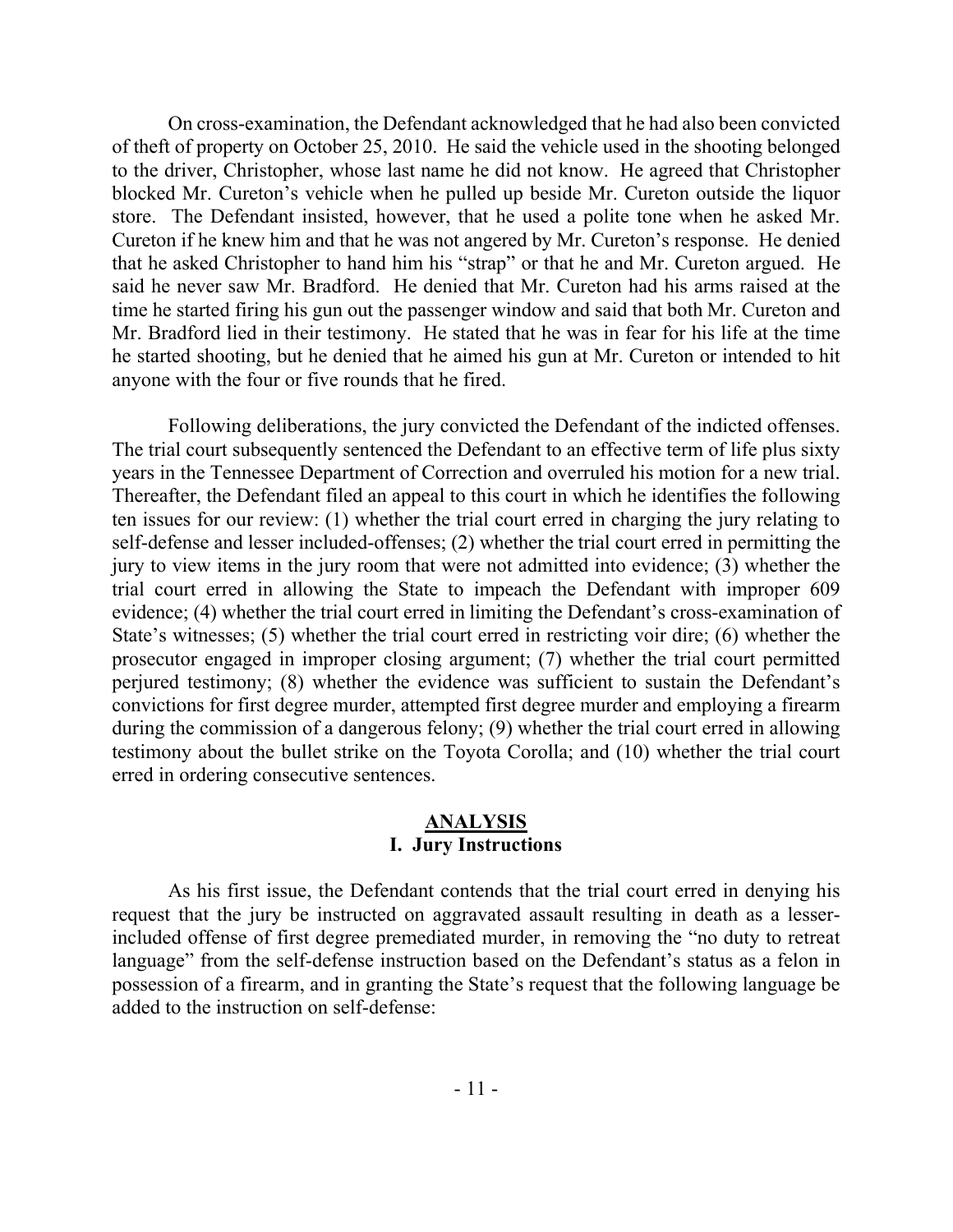On cross-examination, the Defendant acknowledged that he had also been convicted of theft of property on October 25, 2010. He said the vehicle used in the shooting belonged to the driver, Christopher, whose last name he did not know. He agreed that Christopher blocked Mr. Cureton's vehicle when he pulled up beside Mr. Cureton outside the liquor store. The Defendant insisted, however, that he used a polite tone when he asked Mr. Cureton if he knew him and that he was not angered by Mr. Cureton's response. He denied that he asked Christopher to hand him his "strap" or that he and Mr. Cureton argued. He said he never saw Mr. Bradford. He denied that Mr. Cureton had his arms raised at the time he started firing his gun out the passenger window and said that both Mr. Cureton and Mr. Bradford lied in their testimony. He stated that he was in fear for his life at the time he started shooting, but he denied that he aimed his gun at Mr. Cureton or intended to hit anyone with the four or five rounds that he fired.

Following deliberations, the jury convicted the Defendant of the indicted offenses. The trial court subsequently sentenced the Defendant to an effective term of life plus sixty years in the Tennessee Department of Correction and overruled his motion for a new trial. Thereafter, the Defendant filed an appeal to this court in which he identifies the following ten issues for our review: (1) whether the trial court erred in charging the jury relating to self-defense and lesser included-offenses; (2) whether the trial court erred in permitting the jury to view items in the jury room that were not admitted into evidence; (3) whether the trial court erred in allowing the State to impeach the Defendant with improper 609 evidence; (4) whether the trial court erred in limiting the Defendant's cross-examination of State's witnesses; (5) whether the trial court erred in restricting voir dire; (6) whether the prosecutor engaged in improper closing argument; (7) whether the trial court permitted perjured testimony; (8) whether the evidence was sufficient to sustain the Defendant's convictions for first degree murder, attempted first degree murder and employing a firearm during the commission of a dangerous felony; (9) whether the trial court erred in allowing testimony about the bullet strike on the Toyota Corolla; and (10) whether the trial court erred in ordering consecutive sentences.

## ANALYSIS

### I. Jury Instructions

As his first issue, the Defendant contends that the trial court erred in denying his request that the jury be instructed on aggravated assault resulting in death as a lesser-included offense of first degree premediated murder, in removing the "no duty to retreat language" from the self-defense instruction based on the Defendant's status as a felon in possession of a firearm, and in granting the State's request that the following language be added to the instruction on self-defense: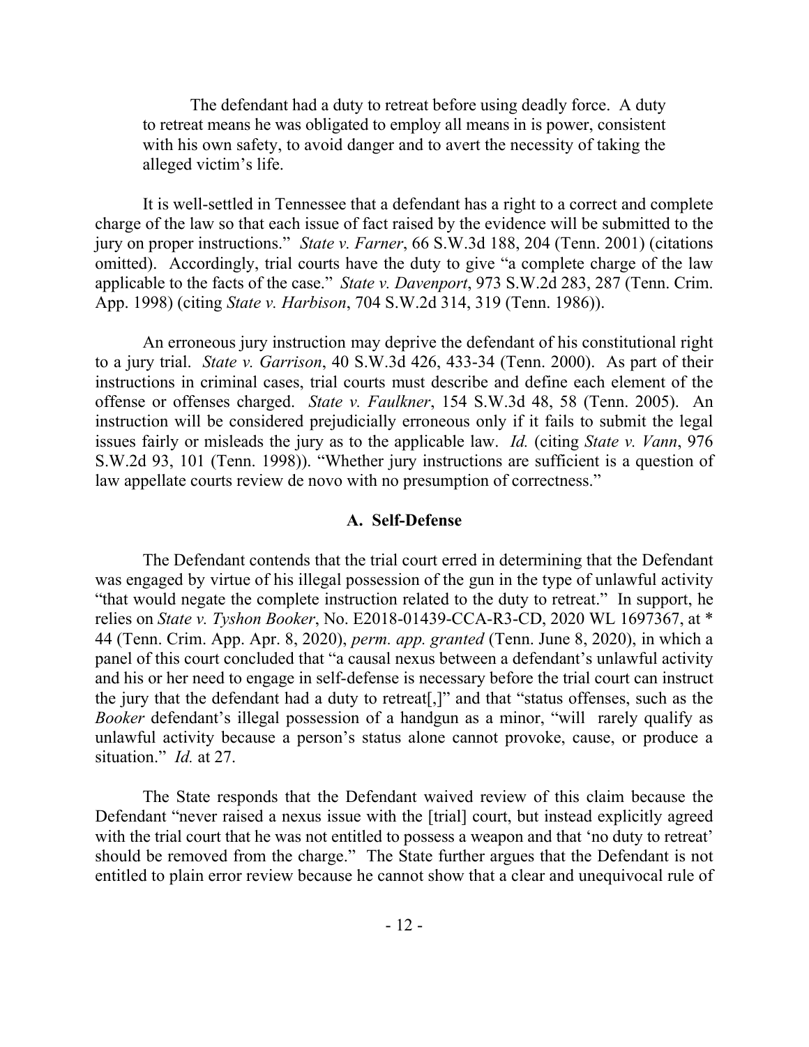> The defendant had a duty to retreat before using deadly force. A duty to retreat means he was obligated to employ all means in is power, consistent with his own safety, to avoid danger and to avert the necessity of taking the alleged victim's life.

It is well-settled in Tennessee that a defendant has a right to a correct and complete charge of the law so that each issue of fact raised by the evidence will be submitted to the jury on proper instructions." *State v. Farner*, 66 S.W.3d 188, 204 (Tenn. 2001) (citations omitted). Accordingly, trial courts have the duty to give "a complete charge of the law applicable to the facts of the case." *State v. Davenport*, 973 S.W.2d 283, 287 (Tenn. Crim. App. 1998) (citing *State v. Harbison*, 704 S.W.2d 314, 319 (Tenn. 1986)).

An erroneous jury instruction may deprive the defendant of his constitutional right to a jury trial. *State v. Garrison*, 40 S.W.3d 426, 433-34 (Tenn. 2000). As part of their instructions in criminal cases, trial courts must describe and define each element of the offense or offenses charged. *State v. Faulkner*, 154 S.W.3d 48, 58 (Tenn. 2005). An instruction will be considered prejudicially erroneous only if it fails to submit the legal issues fairly or misleads the jury as to the applicable law. *Id.* (citing *State v. Vann*, 976 S.W.2d 93, 101 (Tenn. 1998)). "Whether jury instructions are sufficient is a question of law appellate courts review de novo with no presumption of correctness."

### A. Self-Defense

The Defendant contends that the trial court erred in determining that the Defendant was engaged by virtue of his illegal possession of the gun in the type of unlawful activity "that would negate the complete instruction related to the duty to retreat." In support, he relies on *State v. Tyshon Booker*, No. E2018-01439-CCA-R3-CD, 2020 WL 1697367, at * 44 (Tenn. Crim. App. Apr. 8, 2020), *perm. app. granted* (Tenn. June 8, 2020), in which a panel of this court concluded that "a causal nexus between a defendant's unlawful activity and his or her need to engage in self-defense is necessary before the trial court can instruct the jury that the defendant had a duty to retreat[,]" and that "status offenses, such as the *Booker* defendant's illegal possession of a handgun as a minor, "will rarely qualify as unlawful activity because a person's status alone cannot provoke, cause, or produce a situation." *Id.* at 27.

The State responds that the Defendant waived review of this claim because the Defendant "never raised a nexus issue with the [trial] court, but instead explicitly agreed with the trial court that he was not entitled to possess a weapon and that 'no duty to retreat' should be removed from the charge." The State further argues that the Defendant is not entitled to plain error review because he cannot show that a clear and unequivocal rule of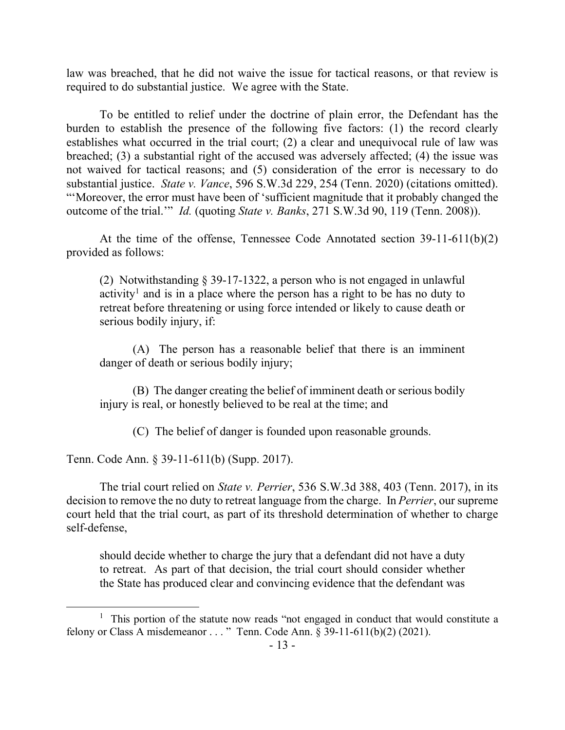law was breached, that he did not waive the issue for tactical reasons, or that review is required to do substantial justice. We agree with the State.

To be entitled to relief under the doctrine of plain error, the Defendant has the burden to establish the presence of the following five factors: (1) the record clearly establishes what occurred in the trial court; (2) a clear and unequivocal rule of law was breached; (3) a substantial right of the accused was adversely affected; (4) the issue was not waived for tactical reasons; and (5) consideration of the error is necessary to do substantial justice. *State v. Vance*, 596 S.W.3d 229, 254 (Tenn. 2020) (citations omitted). "'Moreover, the error must have been of 'sufficient magnitude that it probably changed the outcome of the trial.'" *Id.* (quoting *State v. Banks*, 271 S.W.3d 90, 119 (Tenn. 2008)).

At the time of the offense, Tennessee Code Annotated section 39-11-611(b)(2) provided as follows:

> (2) Notwithstanding § 39-17-1322, a person who is not engaged in unlawful activity[1] and is in a place where the person has a right to be has no duty to retreat before threatening or using force intended or likely to cause death or serious bodily injury, if:
>
> (A) The person has a reasonable belief that there is an imminent danger of death or serious bodily injury;
>
> (B) The danger creating the belief of imminent death or serious bodily injury is real, or honestly believed to be real at the time; and
>
> (C) The belief of danger is founded upon reasonable grounds.

Tenn. Code Ann. § 39-11-611(b) (Supp. 2017).

The trial court relied on *State v. Perrier*, 536 S.W.3d 388, 403 (Tenn. 2017), in its decision to remove the no duty to retreat language from the charge. In *Perrier*, our supreme court held that the trial court, as part of its threshold determination of whether to charge self-defense,

> should decide whether to charge the jury that a defendant did not have a duty to retreat. As part of that decision, the trial court should consider whether the State has produced clear and convincing evidence that the defendant was

---

[1] This portion of the statute now reads "not engaged in conduct that would constitute a felony or Class A misdemeanor . . . " Tenn. Code Ann. § 39-11-611(b)(2) (2021).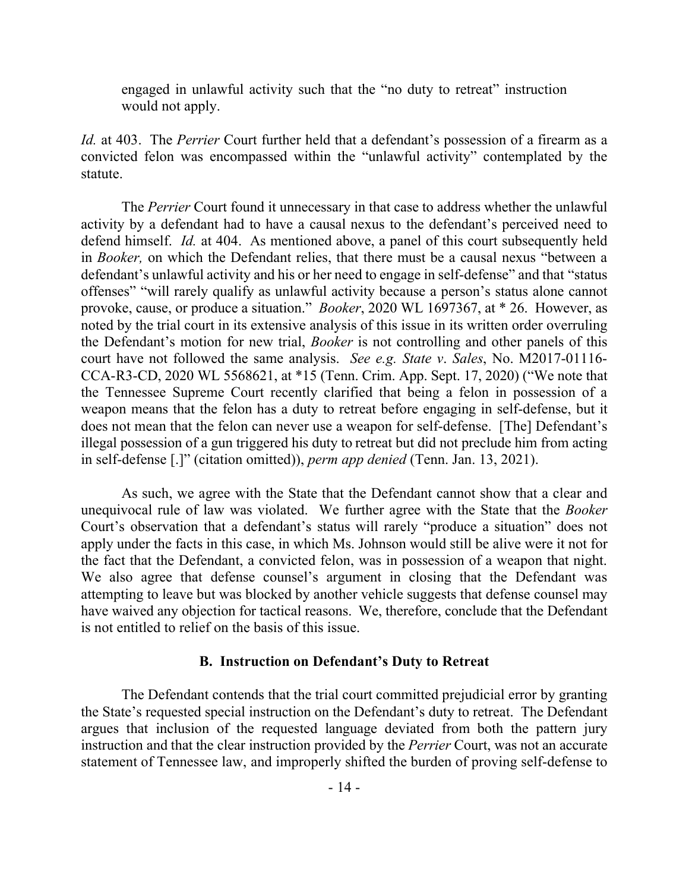engaged in unlawful activity such that the "no duty to retreat" instruction would not apply.

*Id.* at 403. The *Perrier* Court further held that a defendant's possession of a firearm as a convicted felon was encompassed within the "unlawful activity" contemplated by the statute.

The *Perrier* Court found it unnecessary in that case to address whether the unlawful activity by a defendant had to have a causal nexus to the defendant's perceived need to defend himself. *Id.* at 404. As mentioned above, a panel of this court subsequently held in *Booker,* on which the Defendant relies, that there must be a causal nexus "between a defendant's unlawful activity and his or her need to engage in self-defense" and that "status offenses" "will rarely qualify as unlawful activity because a person's status alone cannot provoke, cause, or produce a situation." *Booker*, 2020 WL 1697367, at * 26. However, as noted by the trial court in its extensive analysis of this issue in its written order overruling the Defendant's motion for new trial, *Booker* is not controlling and other panels of this court have not followed the same analysis. *See e.g. State v. Sales*, No. M2017-01116-CCA-R3-CD, 2020 WL 5568621, at *15 (Tenn. Crim. App. Sept. 17, 2020) ("We note that the Tennessee Supreme Court recently clarified that being a felon in possession of a weapon means that the felon has a duty to retreat before engaging in self-defense, but it does not mean that the felon can never use a weapon for self-defense. [The] Defendant's illegal possession of a gun triggered his duty to retreat but did not preclude him from acting in self-defense [.]" (citation omitted)), *perm app denied* (Tenn. Jan. 13, 2021).

As such, we agree with the State that the Defendant cannot show that a clear and unequivocal rule of law was violated. We further agree with the State that the *Booker* Court's observation that a defendant's status will rarely "produce a situation" does not apply under the facts in this case, in which Ms. Johnson would still be alive were it not for the fact that the Defendant, a convicted felon, was in possession of a weapon that night. We also agree that defense counsel's argument in closing that the Defendant was attempting to leave but was blocked by another vehicle suggests that defense counsel may have waived any objection for tactical reasons. We, therefore, conclude that the Defendant is not entitled to relief on the basis of this issue.

### B. Instruction on Defendant's Duty to Retreat

The Defendant contends that the trial court committed prejudicial error by granting the State's requested special instruction on the Defendant's duty to retreat. The Defendant argues that inclusion of the requested language deviated from both the pattern jury instruction and that the clear instruction provided by the *Perrier* Court, was not an accurate statement of Tennessee law, and improperly shifted the burden of proving self-defense to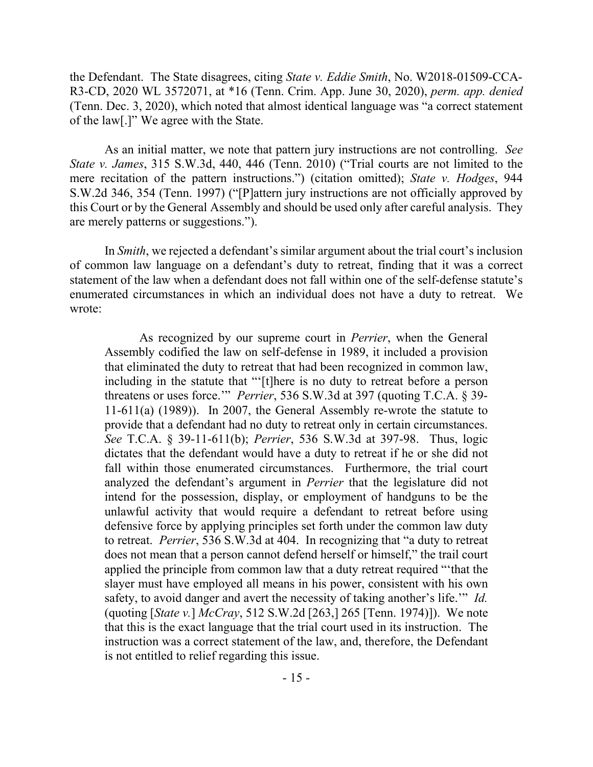the Defendant. The State disagrees, citing *State v. Eddie Smith*, No. W2018-01509-CCA-R3-CD, 2020 WL 3572071, at *16 (Tenn. Crim. App. June 30, 2020), *perm. app. denied* (Tenn. Dec. 3, 2020), which noted that almost identical language was "a correct statement of the law[.]" We agree with the State.

As an initial matter, we note that pattern jury instructions are not controlling. *See State v. James*, 315 S.W.3d, 440, 446 (Tenn. 2010) ("Trial courts are not limited to the mere recitation of the pattern instructions.") (citation omitted); *State v. Hodges*, 944 S.W.2d 346, 354 (Tenn. 1997) ("[P]attern jury instructions are not officially approved by this Court or by the General Assembly and should be used only after careful analysis. They are merely patterns or suggestions.").

In *Smith*, we rejected a defendant's similar argument about the trial court's inclusion of common law language on a defendant's duty to retreat, finding that it was a correct statement of the law when a defendant does not fall within one of the self-defense statute's enumerated circumstances in which an individual does not have a duty to retreat. We wrote:

> As recognized by our supreme court in *Perrier*, when the General Assembly codified the law on self-defense in 1989, it included a provision that eliminated the duty to retreat that had been recognized in common law, including in the statute that "'[t]here is no duty to retreat before a person threatens or uses force.'" *Perrier*, 536 S.W.3d at 397 (quoting T.C.A. § 39-11-611(a) (1989)). In 2007, the General Assembly re-wrote the statute to provide that a defendant had no duty to retreat only in certain circumstances. *See* T.C.A. § 39-11-611(b); *Perrier*, 536 S.W.3d at 397-98. Thus, logic dictates that the defendant would have a duty to retreat if he or she did not fall within those enumerated circumstances. Furthermore, the trial court analyzed the defendant's argument in *Perrier* that the legislature did not intend for the possession, display, or employment of handguns to be the unlawful activity that would require a defendant to retreat before using defensive force by applying principles set forth under the common law duty to retreat. *Perrier*, 536 S.W.3d at 404. In recognizing that "a duty to retreat does not mean that a person cannot defend herself or himself," the trail court applied the principle from common law that a duty retreat required "'that the slayer must have employed all means in his power, consistent with his own safety, to avoid danger and avert the necessity of taking another's life.'" *Id.* (quoting [*State v.*] *McCray*, 512 S.W.2d [263,] 265 [Tenn. 1974)]). We note that this is the exact language that the trial court used in its instruction. The instruction was a correct statement of the law, and, therefore, the Defendant is not entitled to relief regarding this issue.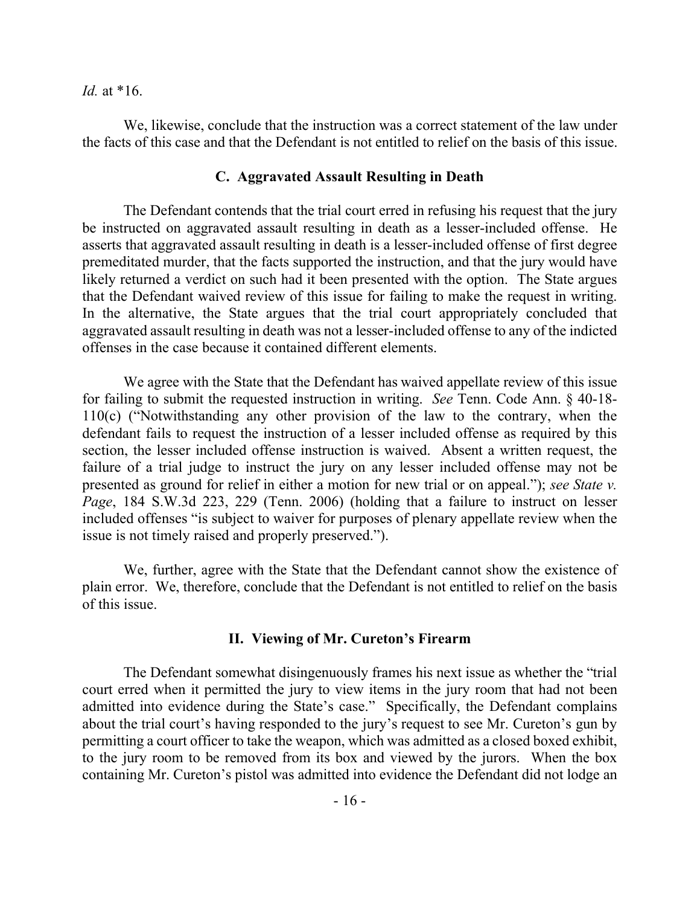*Id.* at *16.

We, likewise, conclude that the instruction was a correct statement of the law under the facts of this case and that the Defendant is not entitled to relief on the basis of this issue.

### C. Aggravated Assault Resulting in Death

The Defendant contends that the trial court erred in refusing his request that the jury be instructed on aggravated assault resulting in death as a lesser-included offense. He asserts that aggravated assault resulting in death is a lesser-included offense of first degree premeditated murder, that the facts supported the instruction, and that the jury would have likely returned a verdict on such had it been presented with the option. The State argues that the Defendant waived review of this issue for failing to make the request in writing. In the alternative, the State argues that the trial court appropriately concluded that aggravated assault resulting in death was not a lesser-included offense to any of the indicted offenses in the case because it contained different elements.

We agree with the State that the Defendant has waived appellate review of this issue for failing to submit the requested instruction in writing. *See* Tenn. Code Ann. § 40-18-110(c) ("Notwithstanding any other provision of the law to the contrary, when the defendant fails to request the instruction of a lesser included offense as required by this section, the lesser included offense instruction is waived. Absent a written request, the failure of a trial judge to instruct the jury on any lesser included offense may not be presented as ground for relief in either a motion for new trial or on appeal."); *see State v. Page*, 184 S.W.3d 223, 229 (Tenn. 2006) (holding that a failure to instruct on lesser included offenses "is subject to waiver for purposes of plenary appellate review when the issue is not timely raised and properly preserved.").

We, further, agree with the State that the Defendant cannot show the existence of plain error. We, therefore, conclude that the Defendant is not entitled to relief on the basis of this issue.

## II. Viewing of Mr. Cureton's Firearm

The Defendant somewhat disingenuously frames his next issue as whether the "trial court erred when it permitted the jury to view items in the jury room that had not been admitted into evidence during the State's case." Specifically, the Defendant complains about the trial court's having responded to the jury's request to see Mr. Cureton's gun by permitting a court officer to take the weapon, which was admitted as a closed boxed exhibit, to the jury room to be removed from its box and viewed by the jurors. When the box containing Mr. Cureton's pistol was admitted into evidence the Defendant did not lodge an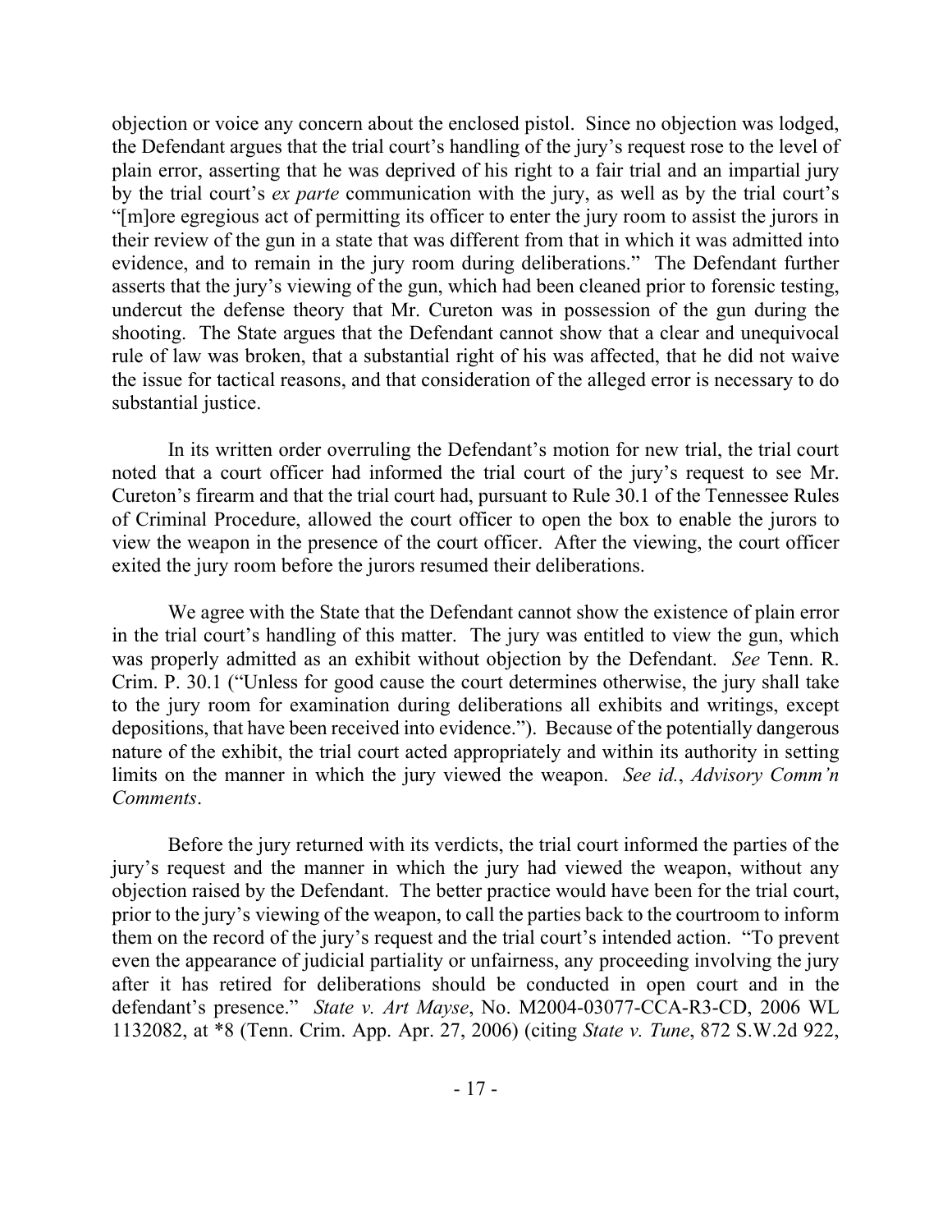objection or voice any concern about the enclosed pistol. Since no objection was lodged, the Defendant argues that the trial court's handling of the jury's request rose to the level of plain error, asserting that he was deprived of his right to a fair trial and an impartial jury by the trial court's *ex parte* communication with the jury, as well as by the trial court's "[m]ore egregious act of permitting its officer to enter the jury room to assist the jurors in their review of the gun in a state that was different from that in which it was admitted into evidence, and to remain in the jury room during deliberations." The Defendant further asserts that the jury's viewing of the gun, which had been cleaned prior to forensic testing, undercut the defense theory that Mr. Cureton was in possession of the gun during the shooting. The State argues that the Defendant cannot show that a clear and unequivocal rule of law was broken, that a substantial right of his was affected, that he did not waive the issue for tactical reasons, and that consideration of the alleged error is necessary to do substantial justice.

In its written order overruling the Defendant's motion for new trial, the trial court noted that a court officer had informed the trial court of the jury's request to see Mr. Cureton's firearm and that the trial court had, pursuant to Rule 30.1 of the Tennessee Rules of Criminal Procedure, allowed the court officer to open the box to enable the jurors to view the weapon in the presence of the court officer. After the viewing, the court officer exited the jury room before the jurors resumed their deliberations.

We agree with the State that the Defendant cannot show the existence of plain error in the trial court's handling of this matter. The jury was entitled to view the gun, which was properly admitted as an exhibit without objection by the Defendant. *See* Tenn. R. Crim. P. 30.1 ("Unless for good cause the court determines otherwise, the jury shall take to the jury room for examination during deliberations all exhibits and writings, except depositions, that have been received into evidence."). Because of the potentially dangerous nature of the exhibit, the trial court acted appropriately and within its authority in setting limits on the manner in which the jury viewed the weapon. *See id.*, *Advisory Comm'n Comments*.

Before the jury returned with its verdicts, the trial court informed the parties of the jury's request and the manner in which the jury had viewed the weapon, without any objection raised by the Defendant. The better practice would have been for the trial court, prior to the jury's viewing of the weapon, to call the parties back to the courtroom to inform them on the record of the jury's request and the trial court's intended action. "To prevent even the appearance of judicial partiality or unfairness, any proceeding involving the jury after it has retired for deliberations should be conducted in open court and in the defendant's presence." *State v. Art Mayse*, No. M2004-03077-CCA-R3-CD, 2006 WL 1132082, at *8 (Tenn. Crim. App. Apr. 27, 2006) (citing *State v. Tune*, 872 S.W.2d 922,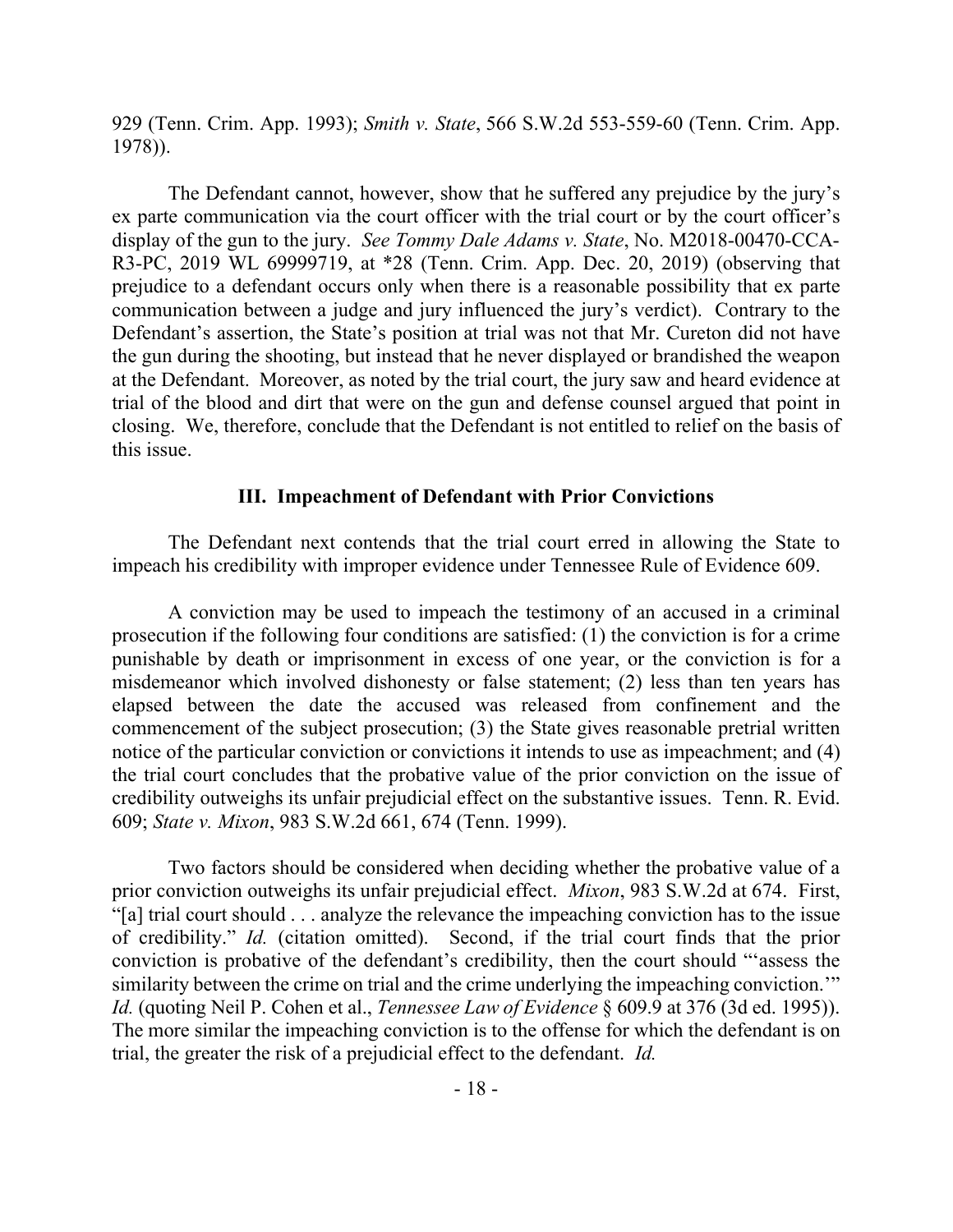929 (Tenn. Crim. App. 1993); *Smith v. State*, 566 S.W.2d 553-559-60 (Tenn. Crim. App. 1978)).

The Defendant cannot, however, show that he suffered any prejudice by the jury's ex parte communication via the court officer with the trial court or by the court officer's display of the gun to the jury. *See Tommy Dale Adams v. State*, No. M2018-00470-CCA-R3-PC, 2019 WL 69999719, at *28 (Tenn. Crim. App. Dec. 20, 2019) (observing that prejudice to a defendant occurs only when there is a reasonable possibility that ex parte communication between a judge and jury influenced the jury's verdict). Contrary to the Defendant's assertion, the State's position at trial was not that Mr. Cureton did not have the gun during the shooting, but instead that he never displayed or brandished the weapon at the Defendant. Moreover, as noted by the trial court, the jury saw and heard evidence at trial of the blood and dirt that were on the gun and defense counsel argued that point in closing. We, therefore, conclude that the Defendant is not entitled to relief on the basis of this issue.

## III. Impeachment of Defendant with Prior Convictions

The Defendant next contends that the trial court erred in allowing the State to impeach his credibility with improper evidence under Tennessee Rule of Evidence 609.

A conviction may be used to impeach the testimony of an accused in a criminal prosecution if the following four conditions are satisfied: (1) the conviction is for a crime punishable by death or imprisonment in excess of one year, or the conviction is for a misdemeanor which involved dishonesty or false statement; (2) less than ten years has elapsed between the date the accused was released from confinement and the commencement of the subject prosecution; (3) the State gives reasonable pretrial written notice of the particular conviction or convictions it intends to use as impeachment; and (4) the trial court concludes that the probative value of the prior conviction on the issue of credibility outweighs its unfair prejudicial effect on the substantive issues. Tenn. R. Evid. 609; *State v. Mixon*, 983 S.W.2d 661, 674 (Tenn. 1999).

Two factors should be considered when deciding whether the probative value of a prior conviction outweighs its unfair prejudicial effect. *Mixon*, 983 S.W.2d at 674. First, "[a] trial court should . . . analyze the relevance the impeaching conviction has to the issue of credibility." *Id.* (citation omitted). Second, if the trial court finds that the prior conviction is probative of the defendant's credibility, then the court should "'assess the similarity between the crime on trial and the crime underlying the impeaching conviction.'" *Id.* (quoting Neil P. Cohen et al., *Tennessee Law of Evidence* § 609.9 at 376 (3d ed. 1995)). The more similar the impeaching conviction is to the offense for which the defendant is on trial, the greater the risk of a prejudicial effect to the defendant. *Id.*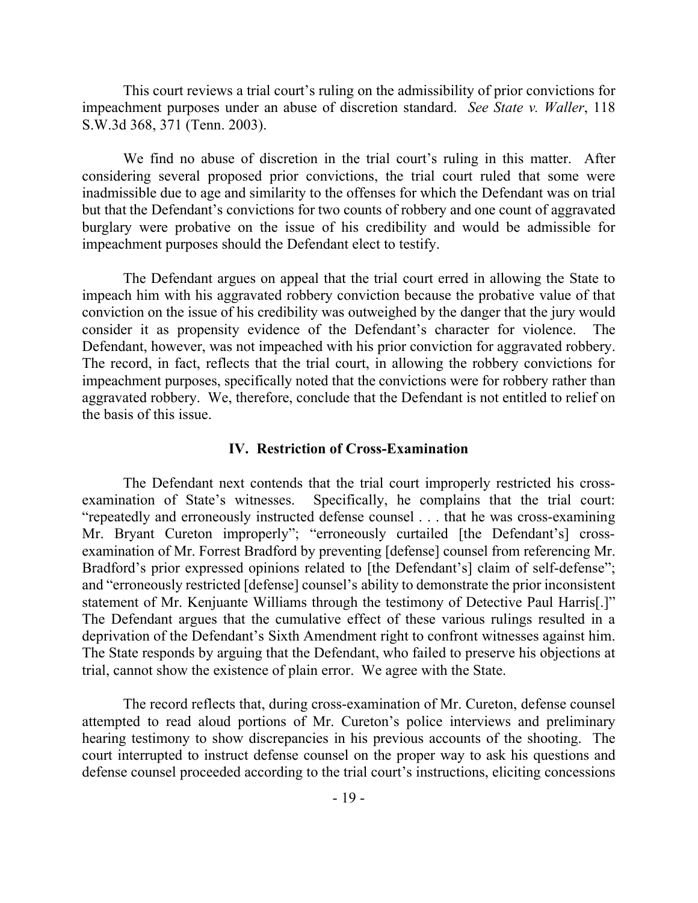This court reviews a trial court's ruling on the admissibility of prior convictions for impeachment purposes under an abuse of discretion standard. *See State v. Waller*, 118 S.W.3d 368, 371 (Tenn. 2003).

We find no abuse of discretion in the trial court's ruling in this matter. After considering several proposed prior convictions, the trial court ruled that some were inadmissible due to age and similarity to the offenses for which the Defendant was on trial but that the Defendant's convictions for two counts of robbery and one count of aggravated burglary were probative on the issue of his credibility and would be admissible for impeachment purposes should the Defendant elect to testify.

The Defendant argues on appeal that the trial court erred in allowing the State to impeach him with his aggravated robbery conviction because the probative value of that conviction on the issue of his credibility was outweighed by the danger that the jury would consider it as propensity evidence of the Defendant's character for violence. The Defendant, however, was not impeached with his prior conviction for aggravated robbery. The record, in fact, reflects that the trial court, in allowing the robbery convictions for impeachment purposes, specifically noted that the convictions were for robbery rather than aggravated robbery. We, therefore, conclude that the Defendant is not entitled to relief on the basis of this issue.

## IV. Restriction of Cross-Examination

The Defendant next contends that the trial court improperly restricted his cross-examination of State's witnesses. Specifically, he complains that the trial court: "repeatedly and erroneously instructed defense counsel . . . that he was cross-examining Mr. Bryant Cureton improperly"; "erroneously curtailed [the Defendant's] cross-examination of Mr. Forrest Bradford by preventing [defense] counsel from referencing Mr. Bradford's prior expressed opinions related to [the Defendant's] claim of self-defense"; and "erroneously restricted [defense] counsel's ability to demonstrate the prior inconsistent statement of Mr. Kenjuante Williams through the testimony of Detective Paul Harris[.]" The Defendant argues that the cumulative effect of these various rulings resulted in a deprivation of the Defendant's Sixth Amendment right to confront witnesses against him. The State responds by arguing that the Defendant, who failed to preserve his objections at trial, cannot show the existence of plain error. We agree with the State.

The record reflects that, during cross-examination of Mr. Cureton, defense counsel attempted to read aloud portions of Mr. Cureton's police interviews and preliminary hearing testimony to show discrepancies in his previous accounts of the shooting. The court interrupted to instruct defense counsel on the proper way to ask his questions and defense counsel proceeded according to the trial court's instructions, eliciting concessions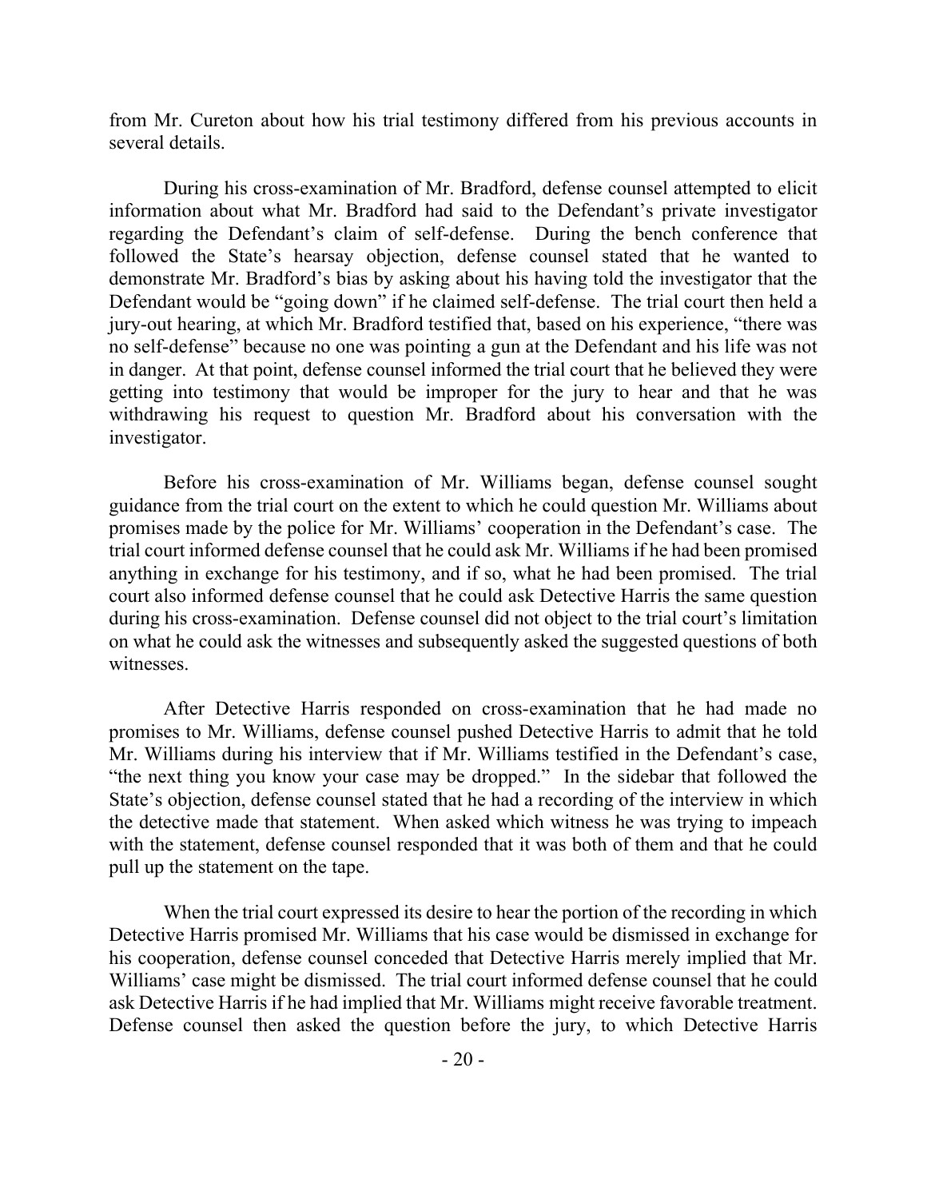from Mr. Cureton about how his trial testimony differed from his previous accounts in several details.

During his cross-examination of Mr. Bradford, defense counsel attempted to elicit information about what Mr. Bradford had said to the Defendant's private investigator regarding the Defendant's claim of self-defense. During the bench conference that followed the State's hearsay objection, defense counsel stated that he wanted to demonstrate Mr. Bradford's bias by asking about his having told the investigator that the Defendant would be "going down" if he claimed self-defense. The trial court then held a jury-out hearing, at which Mr. Bradford testified that, based on his experience, "there was no self-defense" because no one was pointing a gun at the Defendant and his life was not in danger. At that point, defense counsel informed the trial court that he believed they were getting into testimony that would be improper for the jury to hear and that he was withdrawing his request to question Mr. Bradford about his conversation with the investigator.

Before his cross-examination of Mr. Williams began, defense counsel sought guidance from the trial court on the extent to which he could question Mr. Williams about promises made by the police for Mr. Williams' cooperation in the Defendant's case. The trial court informed defense counsel that he could ask Mr. Williams if he had been promised anything in exchange for his testimony, and if so, what he had been promised. The trial court also informed defense counsel that he could ask Detective Harris the same question during his cross-examination. Defense counsel did not object to the trial court's limitation on what he could ask the witnesses and subsequently asked the suggested questions of both witnesses.

After Detective Harris responded on cross-examination that he had made no promises to Mr. Williams, defense counsel pushed Detective Harris to admit that he told Mr. Williams during his interview that if Mr. Williams testified in the Defendant's case, "the next thing you know your case may be dropped." In the sidebar that followed the State's objection, defense counsel stated that he had a recording of the interview in which the detective made that statement. When asked which witness he was trying to impeach with the statement, defense counsel responded that it was both of them and that he could pull up the statement on the tape.

When the trial court expressed its desire to hear the portion of the recording in which Detective Harris promised Mr. Williams that his case would be dismissed in exchange for his cooperation, defense counsel conceded that Detective Harris merely implied that Mr. Williams' case might be dismissed. The trial court informed defense counsel that he could ask Detective Harris if he had implied that Mr. Williams might receive favorable treatment. Defense counsel then asked the question before the jury, to which Detective Harris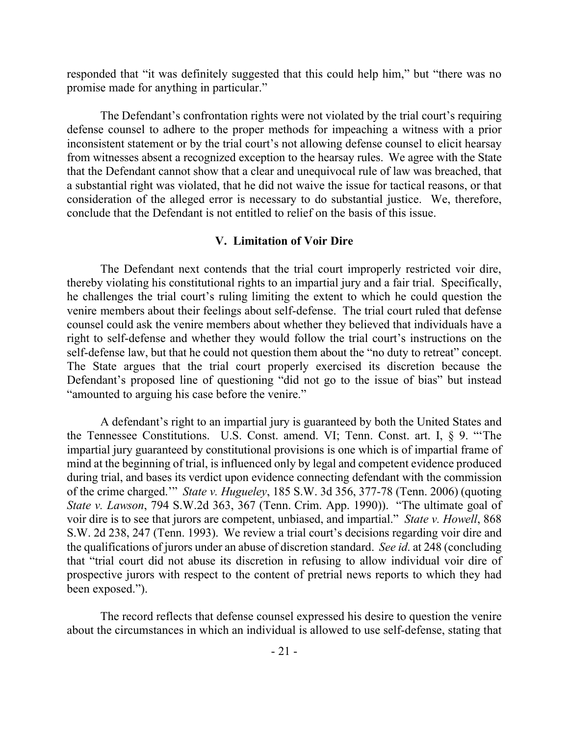responded that "it was definitely suggested that this could help him," but "there was no promise made for anything in particular."

The Defendant's confrontation rights were not violated by the trial court's requiring defense counsel to adhere to the proper methods for impeaching a witness with a prior inconsistent statement or by the trial court's not allowing defense counsel to elicit hearsay from witnesses absent a recognized exception to the hearsay rules. We agree with the State that the Defendant cannot show that a clear and unequivocal rule of law was breached, that a substantial right was violated, that he did not waive the issue for tactical reasons, or that consideration of the alleged error is necessary to do substantial justice. We, therefore, conclude that the Defendant is not entitled to relief on the basis of this issue.

## V. Limitation of Voir Dire

The Defendant next contends that the trial court improperly restricted voir dire, thereby violating his constitutional rights to an impartial jury and a fair trial. Specifically, he challenges the trial court's ruling limiting the extent to which he could question the venire members about their feelings about self-defense. The trial court ruled that defense counsel could ask the venire members about whether they believed that individuals have a right to self-defense and whether they would follow the trial court's instructions on the self-defense law, but that he could not question them about the "no duty to retreat" concept. The State argues that the trial court properly exercised its discretion because the Defendant's proposed line of questioning "did not go to the issue of bias" but instead "amounted to arguing his case before the venire."

A defendant's right to an impartial jury is guaranteed by both the United States and the Tennessee Constitutions. U.S. Const. amend. VI; Tenn. Const. art. I, § 9. "'The impartial jury guaranteed by constitutional provisions is one which is of impartial frame of mind at the beginning of trial, is influenced only by legal and competent evidence produced during trial, and bases its verdict upon evidence connecting defendant with the commission of the crime charged.'" *State v. Hugueley*, 185 S.W. 3d 356, 377-78 (Tenn. 2006) (quoting *State v. Lawson*, 794 S.W.2d 363, 367 (Tenn. Crim. App. 1990)). "The ultimate goal of voir dire is to see that jurors are competent, unbiased, and impartial." *State v. Howell*, 868 S.W. 2d 238, 247 (Tenn. 1993). We review a trial court's decisions regarding voir dire and the qualifications of jurors under an abuse of discretion standard. *See id.* at 248 (concluding that "trial court did not abuse its discretion in refusing to allow individual voir dire of prospective jurors with respect to the content of pretrial news reports to which they had been exposed.").

The record reflects that defense counsel expressed his desire to question the venire about the circumstances in which an individual is allowed to use self-defense, stating that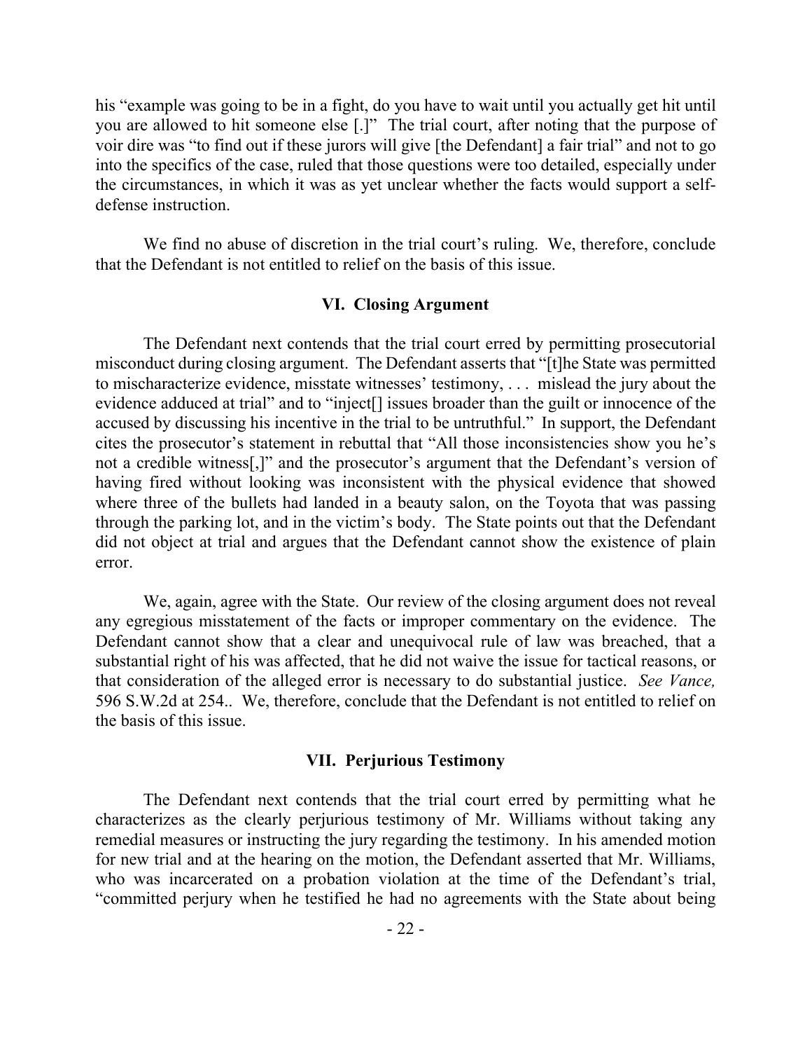his "example was going to be in a fight, do you have to wait until you actually get hit until you are allowed to hit someone else [.]" The trial court, after noting that the purpose of voir dire was "to find out if these jurors will give [the Defendant] a fair trial" and not to go into the specifics of the case, ruled that those questions were too detailed, especially under the circumstances, in which it was as yet unclear whether the facts would support a self-defense instruction.

We find no abuse of discretion in the trial court's ruling. We, therefore, conclude that the Defendant is not entitled to relief on the basis of this issue.

### VI. Closing Argument

The Defendant next contends that the trial court erred by permitting prosecutorial misconduct during closing argument. The Defendant asserts that "[t]he State was permitted to mischaracterize evidence, misstate witnesses' testimony, . . . mislead the jury about the evidence adduced at trial" and to "inject[] issues broader than the guilt or innocence of the accused by discussing his incentive in the trial to be untruthful." In support, the Defendant cites the prosecutor's statement in rebuttal that "All those inconsistencies show you he's not a credible witness[,]" and the prosecutor's argument that the Defendant's version of having fired without looking was inconsistent with the physical evidence that showed where three of the bullets had landed in a beauty salon, on the Toyota that was passing through the parking lot, and in the victim's body. The State points out that the Defendant did not object at trial and argues that the Defendant cannot show the existence of plain error.

We, again, agree with the State. Our review of the closing argument does not reveal any egregious misstatement of the facts or improper commentary on the evidence. The Defendant cannot show that a clear and unequivocal rule of law was breached, that a substantial right of his was affected, that he did not waive the issue for tactical reasons, or that consideration of the alleged error is necessary to do substantial justice. *See Vance,* 596 S.W.2d at 254.. We, therefore, conclude that the Defendant is not entitled to relief on the basis of this issue.

### VII. Perjurious Testimony

The Defendant next contends that the trial court erred by permitting what he characterizes as the clearly perjurious testimony of Mr. Williams without taking any remedial measures or instructing the jury regarding the testimony. In his amended motion for new trial and at the hearing on the motion, the Defendant asserted that Mr. Williams, who was incarcerated on a probation violation at the time of the Defendant's trial, "committed perjury when he testified he had no agreements with the State about being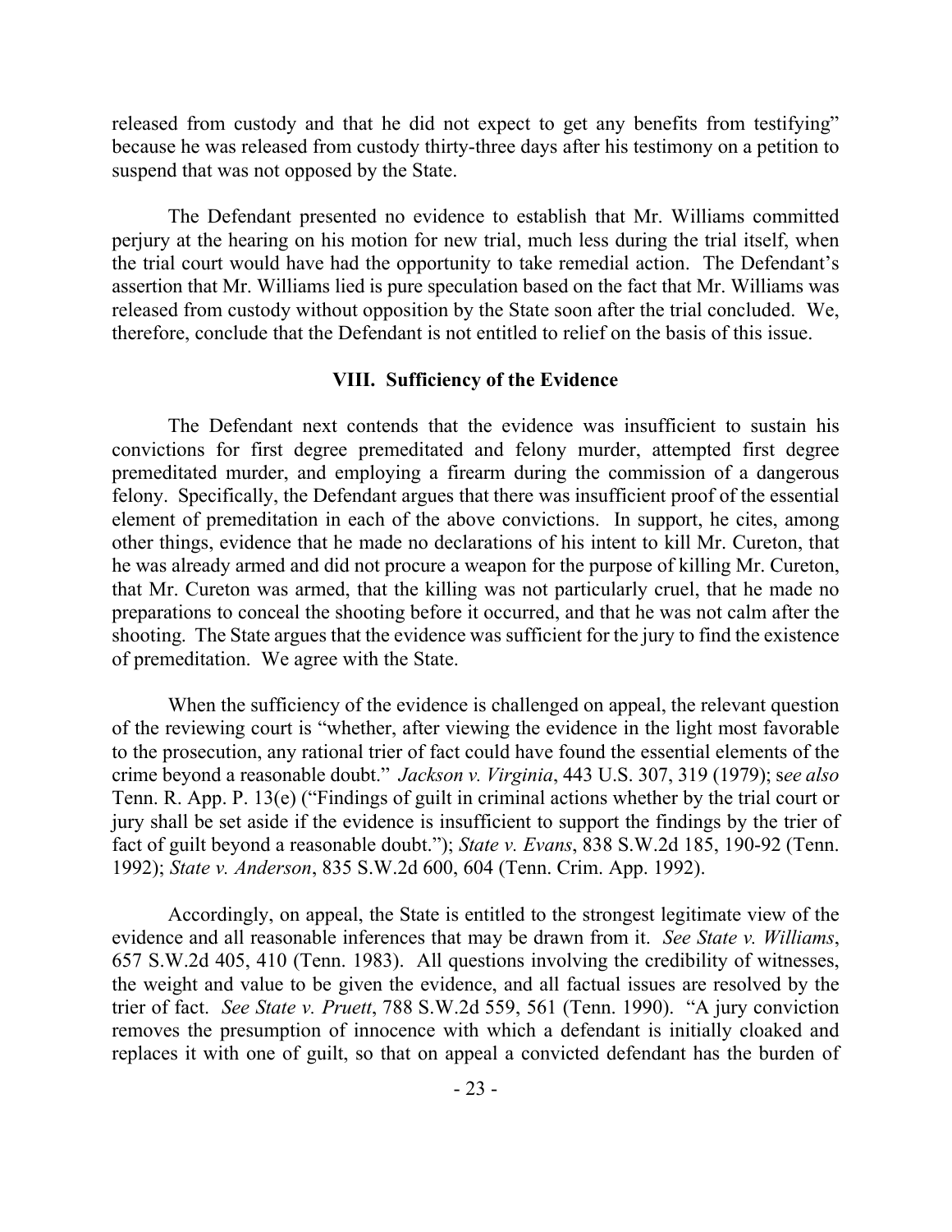released from custody and that he did not expect to get any benefits from testifying" because he was released from custody thirty-three days after his testimony on a petition to suspend that was not opposed by the State.

The Defendant presented no evidence to establish that Mr. Williams committed perjury at the hearing on his motion for new trial, much less during the trial itself, when the trial court would have had the opportunity to take remedial action. The Defendant's assertion that Mr. Williams lied is pure speculation based on the fact that Mr. Williams was released from custody without opposition by the State soon after the trial concluded. We, therefore, conclude that the Defendant is not entitled to relief on the basis of this issue.

### VIII. Sufficiency of the Evidence

The Defendant next contends that the evidence was insufficient to sustain his convictions for first degree premeditated and felony murder, attempted first degree premeditated murder, and employing a firearm during the commission of a dangerous felony. Specifically, the Defendant argues that there was insufficient proof of the essential element of premeditation in each of the above convictions. In support, he cites, among other things, evidence that he made no declarations of his intent to kill Mr. Cureton, that he was already armed and did not procure a weapon for the purpose of killing Mr. Cureton, that Mr. Cureton was armed, that the killing was not particularly cruel, that he made no preparations to conceal the shooting before it occurred, and that he was not calm after the shooting. The State argues that the evidence was sufficient for the jury to find the existence of premeditation. We agree with the State.

When the sufficiency of the evidence is challenged on appeal, the relevant question of the reviewing court is "whether, after viewing the evidence in the light most favorable to the prosecution, any rational trier of fact could have found the essential elements of the crime beyond a reasonable doubt." *Jackson v. Virginia*, 443 U.S. 307, 319 (1979); s*ee also* Tenn. R. App. P. 13(e) ("Findings of guilt in criminal actions whether by the trial court or jury shall be set aside if the evidence is insufficient to support the findings by the trier of fact of guilt beyond a reasonable doubt."); *State v. Evans*, 838 S.W.2d 185, 190-92 (Tenn. 1992); *State v. Anderson*, 835 S.W.2d 600, 604 (Tenn. Crim. App. 1992).

Accordingly, on appeal, the State is entitled to the strongest legitimate view of the evidence and all reasonable inferences that may be drawn from it. *See State v. Williams*, 657 S.W.2d 405, 410 (Tenn. 1983). All questions involving the credibility of witnesses, the weight and value to be given the evidence, and all factual issues are resolved by the trier of fact. *See State v. Pruett*, 788 S.W.2d 559, 561 (Tenn. 1990). "A jury conviction removes the presumption of innocence with which a defendant is initially cloaked and replaces it with one of guilt, so that on appeal a convicted defendant has the burden of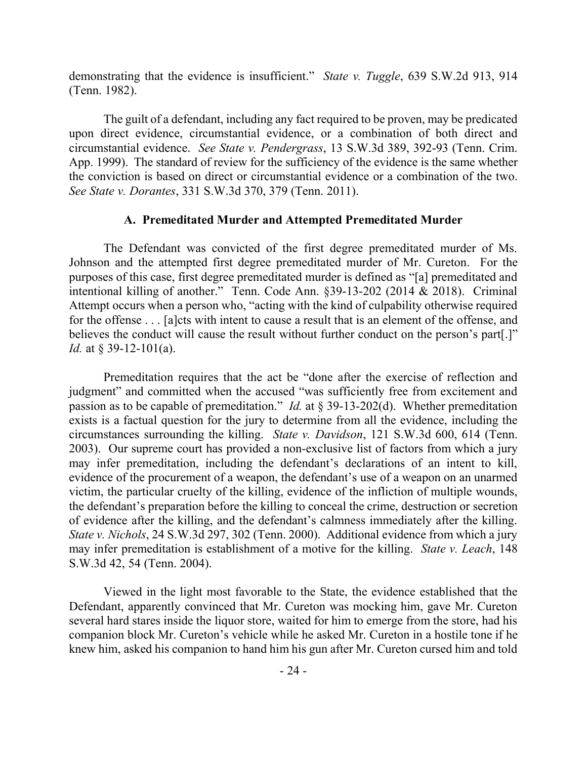demonstrating that the evidence is insufficient." *State v. Tuggle*, 639 S.W.2d 913, 914 (Tenn. 1982).

The guilt of a defendant, including any fact required to be proven, may be predicated upon direct evidence, circumstantial evidence, or a combination of both direct and circumstantial evidence. *See State v. Pendergrass*, 13 S.W.3d 389, 392-93 (Tenn. Crim. App. 1999). The standard of review for the sufficiency of the evidence is the same whether the conviction is based on direct or circumstantial evidence or a combination of the two. *See State v. Dorantes*, 331 S.W.3d 370, 379 (Tenn. 2011).

### A. Premeditated Murder and Attempted Premeditated Murder

The Defendant was convicted of the first degree premeditated murder of Ms. Johnson and the attempted first degree premeditated murder of Mr. Cureton. For the purposes of this case, first degree premeditated murder is defined as "[a] premeditated and intentional killing of another." Tenn. Code Ann. §39-13-202 (2014 & 2018). Criminal Attempt occurs when a person who, "acting with the kind of culpability otherwise required for the offense . . . [a]cts with intent to cause a result that is an element of the offense, and believes the conduct will cause the result without further conduct on the person's part[.]" *Id.* at § 39-12-101(a).

Premeditation requires that the act be "done after the exercise of reflection and judgment" and committed when the accused "was sufficiently free from excitement and passion as to be capable of premeditation." *Id.* at § 39-13-202(d). Whether premeditation exists is a factual question for the jury to determine from all the evidence, including the circumstances surrounding the killing. *State v. Davidson*, 121 S.W.3d 600, 614 (Tenn. 2003). Our supreme court has provided a non-exclusive list of factors from which a jury may infer premeditation, including the defendant's declarations of an intent to kill, evidence of the procurement of a weapon, the defendant's use of a weapon on an unarmed victim, the particular cruelty of the killing, evidence of the infliction of multiple wounds, the defendant's preparation before the killing to conceal the crime, destruction or secretion of evidence after the killing, and the defendant's calmness immediately after the killing. *State v. Nichols*, 24 S.W.3d 297, 302 (Tenn. 2000). Additional evidence from which a jury may infer premeditation is establishment of a motive for the killing. *State v. Leach*, 148 S.W.3d 42, 54 (Tenn. 2004).

Viewed in the light most favorable to the State, the evidence established that the Defendant, apparently convinced that Mr. Cureton was mocking him, gave Mr. Cureton several hard stares inside the liquor store, waited for him to emerge from the store, had his companion block Mr. Cureton's vehicle while he asked Mr. Cureton in a hostile tone if he knew him, asked his companion to hand him his gun after Mr. Cureton cursed him and told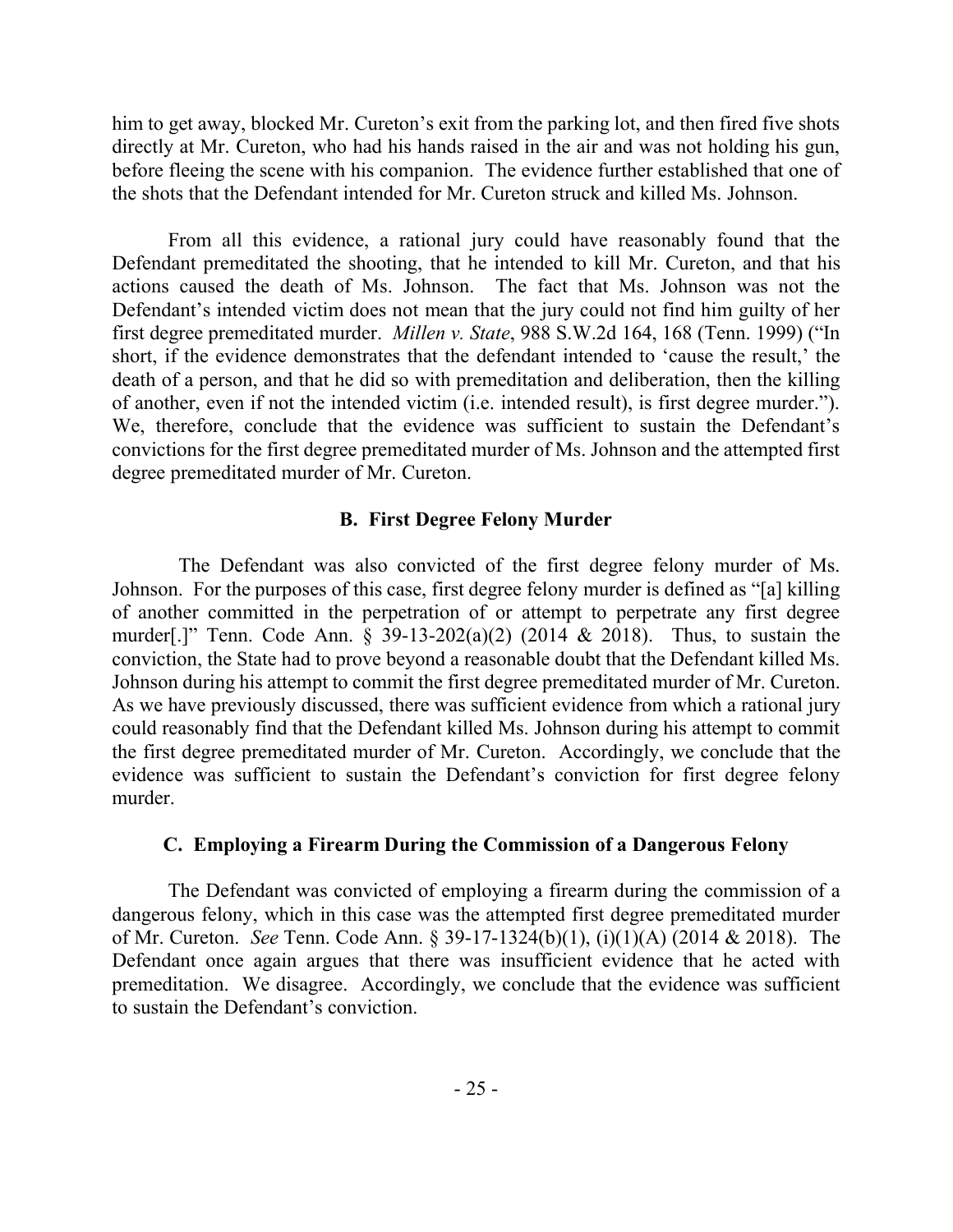him to get away, blocked Mr. Cureton's exit from the parking lot, and then fired five shots directly at Mr. Cureton, who had his hands raised in the air and was not holding his gun, before fleeing the scene with his companion. The evidence further established that one of the shots that the Defendant intended for Mr. Cureton struck and killed Ms. Johnson.

From all this evidence, a rational jury could have reasonably found that the Defendant premeditated the shooting, that he intended to kill Mr. Cureton, and that his actions caused the death of Ms. Johnson. The fact that Ms. Johnson was not the Defendant's intended victim does not mean that the jury could not find him guilty of her first degree premeditated murder. *Millen v. State*, 988 S.W.2d 164, 168 (Tenn. 1999) ("In short, if the evidence demonstrates that the defendant intended to 'cause the result,' the death of a person, and that he did so with premeditation and deliberation, then the killing of another, even if not the intended victim (i.e. intended result), is first degree murder."). We, therefore, conclude that the evidence was sufficient to sustain the Defendant's convictions for the first degree premeditated murder of Ms. Johnson and the attempted first degree premeditated murder of Mr. Cureton.

### B. First Degree Felony Murder

The Defendant was also convicted of the first degree felony murder of Ms. Johnson. For the purposes of this case, first degree felony murder is defined as "[a] killing of another committed in the perpetration of or attempt to perpetrate any first degree murder[.]" Tenn. Code Ann. § 39-13-202(a)(2) (2014 & 2018). Thus, to sustain the conviction, the State had to prove beyond a reasonable doubt that the Defendant killed Ms. Johnson during his attempt to commit the first degree premeditated murder of Mr. Cureton. As we have previously discussed, there was sufficient evidence from which a rational jury could reasonably find that the Defendant killed Ms. Johnson during his attempt to commit the first degree premeditated murder of Mr. Cureton. Accordingly, we conclude that the evidence was sufficient to sustain the Defendant's conviction for first degree felony murder.

### C. Employing a Firearm During the Commission of a Dangerous Felony

The Defendant was convicted of employing a firearm during the commission of a dangerous felony, which in this case was the attempted first degree premeditated murder of Mr. Cureton. *See* Tenn. Code Ann. § 39-17-1324(b)(1), (i)(1)(A) (2014 & 2018). The Defendant once again argues that there was insufficient evidence that he acted with premeditation. We disagree. Accordingly, we conclude that the evidence was sufficient to sustain the Defendant's conviction.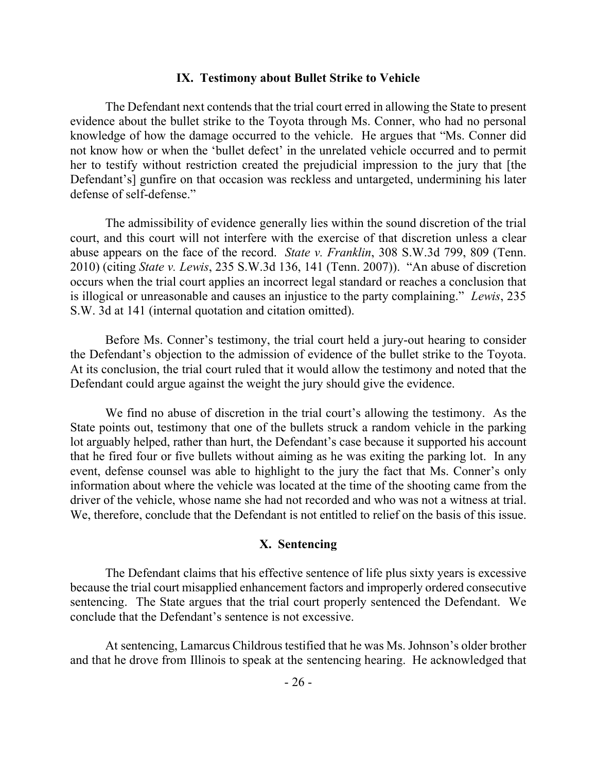## IX. Testimony about Bullet Strike to Vehicle

The Defendant next contends that the trial court erred in allowing the State to present evidence about the bullet strike to the Toyota through Ms. Conner, who had no personal knowledge of how the damage occurred to the vehicle. He argues that "Ms. Conner did not know how or when the 'bullet defect' in the unrelated vehicle occurred and to permit her to testify without restriction created the prejudicial impression to the jury that [the Defendant's] gunfire on that occasion was reckless and untargeted, undermining his later defense of self-defense."

The admissibility of evidence generally lies within the sound discretion of the trial court, and this court will not interfere with the exercise of that discretion unless a clear abuse appears on the face of the record. *State v. Franklin*, 308 S.W.3d 799, 809 (Tenn. 2010) (citing *State v. Lewis*, 235 S.W.3d 136, 141 (Tenn. 2007)). "An abuse of discretion occurs when the trial court applies an incorrect legal standard or reaches a conclusion that is illogical or unreasonable and causes an injustice to the party complaining." *Lewis*, 235 S.W. 3d at 141 (internal quotation and citation omitted).

Before Ms. Conner's testimony, the trial court held a jury-out hearing to consider the Defendant's objection to the admission of evidence of the bullet strike to the Toyota. At its conclusion, the trial court ruled that it would allow the testimony and noted that the Defendant could argue against the weight the jury should give the evidence.

We find no abuse of discretion in the trial court's allowing the testimony. As the State points out, testimony that one of the bullets struck a random vehicle in the parking lot arguably helped, rather than hurt, the Defendant's case because it supported his account that he fired four or five bullets without aiming as he was exiting the parking lot. In any event, defense counsel was able to highlight to the jury the fact that Ms. Conner's only information about where the vehicle was located at the time of the shooting came from the driver of the vehicle, whose name she had not recorded and who was not a witness at trial. We, therefore, conclude that the Defendant is not entitled to relief on the basis of this issue.

## X. Sentencing

The Defendant claims that his effective sentence of life plus sixty years is excessive because the trial court misapplied enhancement factors and improperly ordered consecutive sentencing. The State argues that the trial court properly sentenced the Defendant. We conclude that the Defendant's sentence is not excessive.

At sentencing, Lamarcus Childrous testified that he was Ms. Johnson's older brother and that he drove from Illinois to speak at the sentencing hearing. He acknowledged that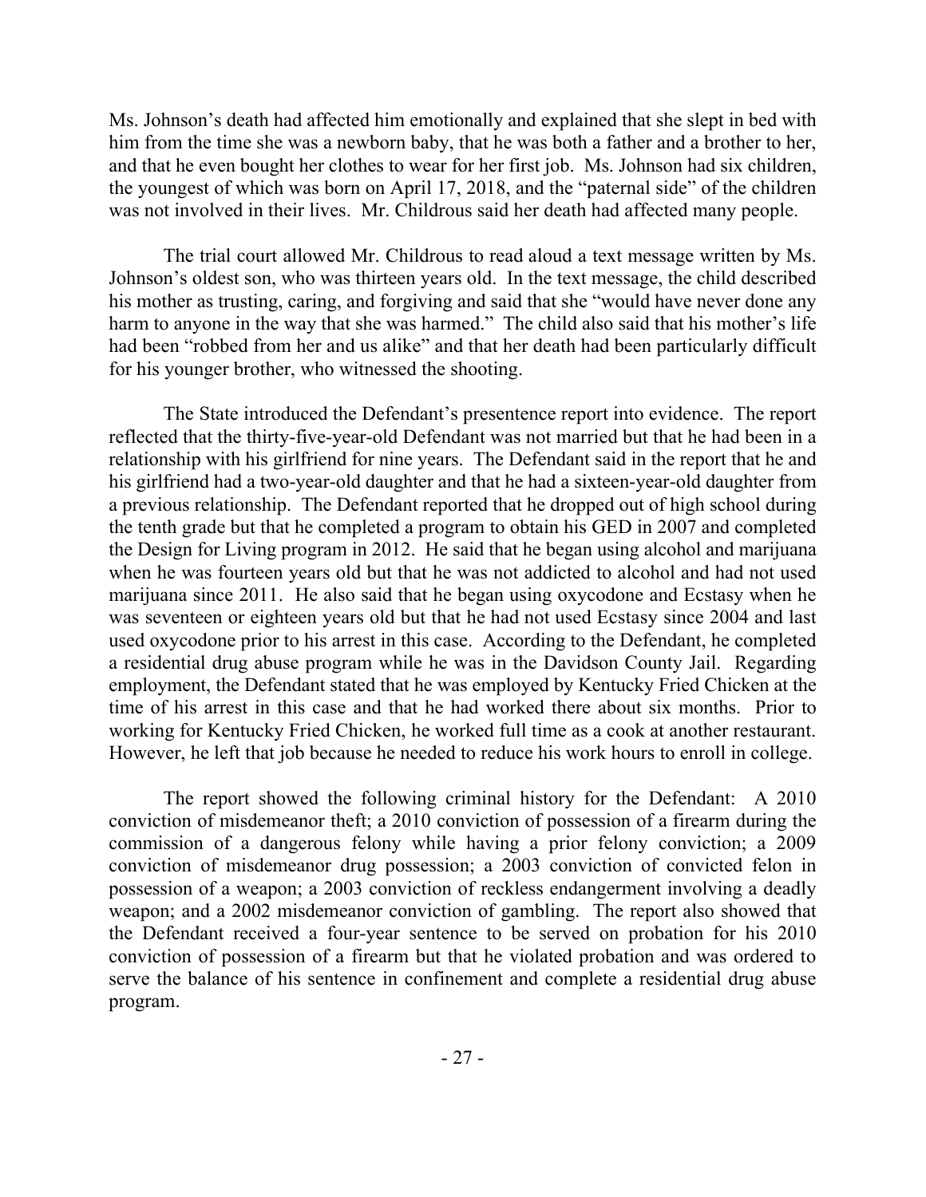Ms. Johnson's death had affected him emotionally and explained that she slept in bed with him from the time she was a newborn baby, that he was both a father and a brother to her, and that he even bought her clothes to wear for her first job. Ms. Johnson had six children, the youngest of which was born on April 17, 2018, and the "paternal side" of the children was not involved in their lives. Mr. Childrous said her death had affected many people.

The trial court allowed Mr. Childrous to read aloud a text message written by Ms. Johnson's oldest son, who was thirteen years old. In the text message, the child described his mother as trusting, caring, and forgiving and said that she "would have never done any harm to anyone in the way that she was harmed." The child also said that his mother's life had been "robbed from her and us alike" and that her death had been particularly difficult for his younger brother, who witnessed the shooting.

The State introduced the Defendant's presentence report into evidence. The report reflected that the thirty-five-year-old Defendant was not married but that he had been in a relationship with his girlfriend for nine years. The Defendant said in the report that he and his girlfriend had a two-year-old daughter and that he had a sixteen-year-old daughter from a previous relationship. The Defendant reported that he dropped out of high school during the tenth grade but that he completed a program to obtain his GED in 2007 and completed the Design for Living program in 2012. He said that he began using alcohol and marijuana when he was fourteen years old but that he was not addicted to alcohol and had not used marijuana since 2011. He also said that he began using oxycodone and Ecstasy when he was seventeen or eighteen years old but that he had not used Ecstasy since 2004 and last used oxycodone prior to his arrest in this case. According to the Defendant, he completed a residential drug abuse program while he was in the Davidson County Jail. Regarding employment, the Defendant stated that he was employed by Kentucky Fried Chicken at the time of his arrest in this case and that he had worked there about six months. Prior to working for Kentucky Fried Chicken, he worked full time as a cook at another restaurant. However, he left that job because he needed to reduce his work hours to enroll in college.

The report showed the following criminal history for the Defendant: A 2010 conviction of misdemeanor theft; a 2010 conviction of possession of a firearm during the commission of a dangerous felony while having a prior felony conviction; a 2009 conviction of misdemeanor drug possession; a 2003 conviction of convicted felon in possession of a weapon; a 2003 conviction of reckless endangerment involving a deadly weapon; and a 2002 misdemeanor conviction of gambling. The report also showed that the Defendant received a four-year sentence to be served on probation for his 2010 conviction of possession of a firearm but that he violated probation and was ordered to serve the balance of his sentence in confinement and complete a residential drug abuse program.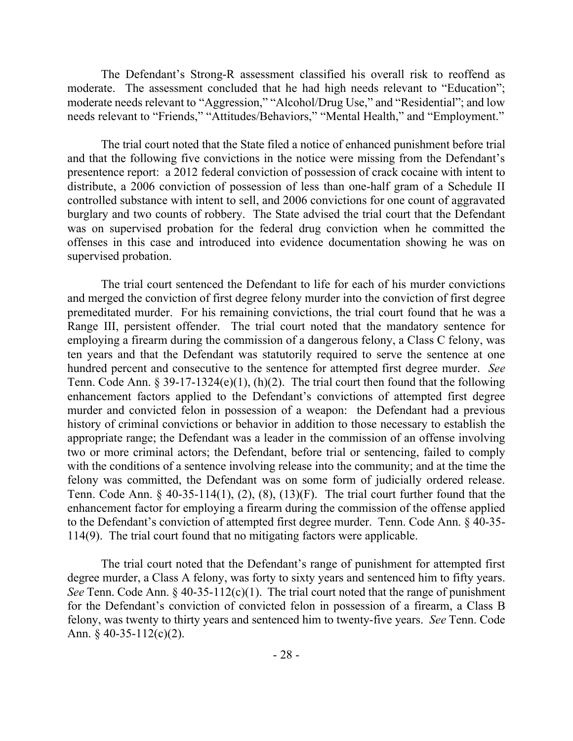The Defendant's Strong-R assessment classified his overall risk to reoffend as moderate. The assessment concluded that he had high needs relevant to "Education"; moderate needs relevant to "Aggression," "Alcohol/Drug Use," and "Residential"; and low needs relevant to "Friends," "Attitudes/Behaviors," "Mental Health," and "Employment."

The trial court noted that the State filed a notice of enhanced punishment before trial and that the following five convictions in the notice were missing from the Defendant's presentence report: a 2012 federal conviction of possession of crack cocaine with intent to distribute, a 2006 conviction of possession of less than one-half gram of a Schedule II controlled substance with intent to sell, and 2006 convictions for one count of aggravated burglary and two counts of robbery. The State advised the trial court that the Defendant was on supervised probation for the federal drug conviction when he committed the offenses in this case and introduced into evidence documentation showing he was on supervised probation.

The trial court sentenced the Defendant to life for each of his murder convictions and merged the conviction of first degree felony murder into the conviction of first degree premeditated murder. For his remaining convictions, the trial court found that he was a Range III, persistent offender. The trial court noted that the mandatory sentence for employing a firearm during the commission of a dangerous felony, a Class C felony, was ten years and that the Defendant was statutorily required to serve the sentence at one hundred percent and consecutive to the sentence for attempted first degree murder. *See* Tenn. Code Ann. § 39-17-1324(e)(1), (h)(2). The trial court then found that the following enhancement factors applied to the Defendant's convictions of attempted first degree murder and convicted felon in possession of a weapon: the Defendant had a previous history of criminal convictions or behavior in addition to those necessary to establish the appropriate range; the Defendant was a leader in the commission of an offense involving two or more criminal actors; the Defendant, before trial or sentencing, failed to comply with the conditions of a sentence involving release into the community; and at the time the felony was committed, the Defendant was on some form of judicially ordered release. Tenn. Code Ann. § 40-35-114(1), (2), (8), (13)(F). The trial court further found that the enhancement factor for employing a firearm during the commission of the offense applied to the Defendant's conviction of attempted first degree murder. Tenn. Code Ann. § 40-35-114(9). The trial court found that no mitigating factors were applicable.

The trial court noted that the Defendant's range of punishment for attempted first degree murder, a Class A felony, was forty to sixty years and sentenced him to fifty years. *See* Tenn. Code Ann. § 40-35-112(c)(1). The trial court noted that the range of punishment for the Defendant's conviction of convicted felon in possession of a firearm, a Class B felony, was twenty to thirty years and sentenced him to twenty-five years. *See* Tenn. Code Ann. § 40-35-112(c)(2).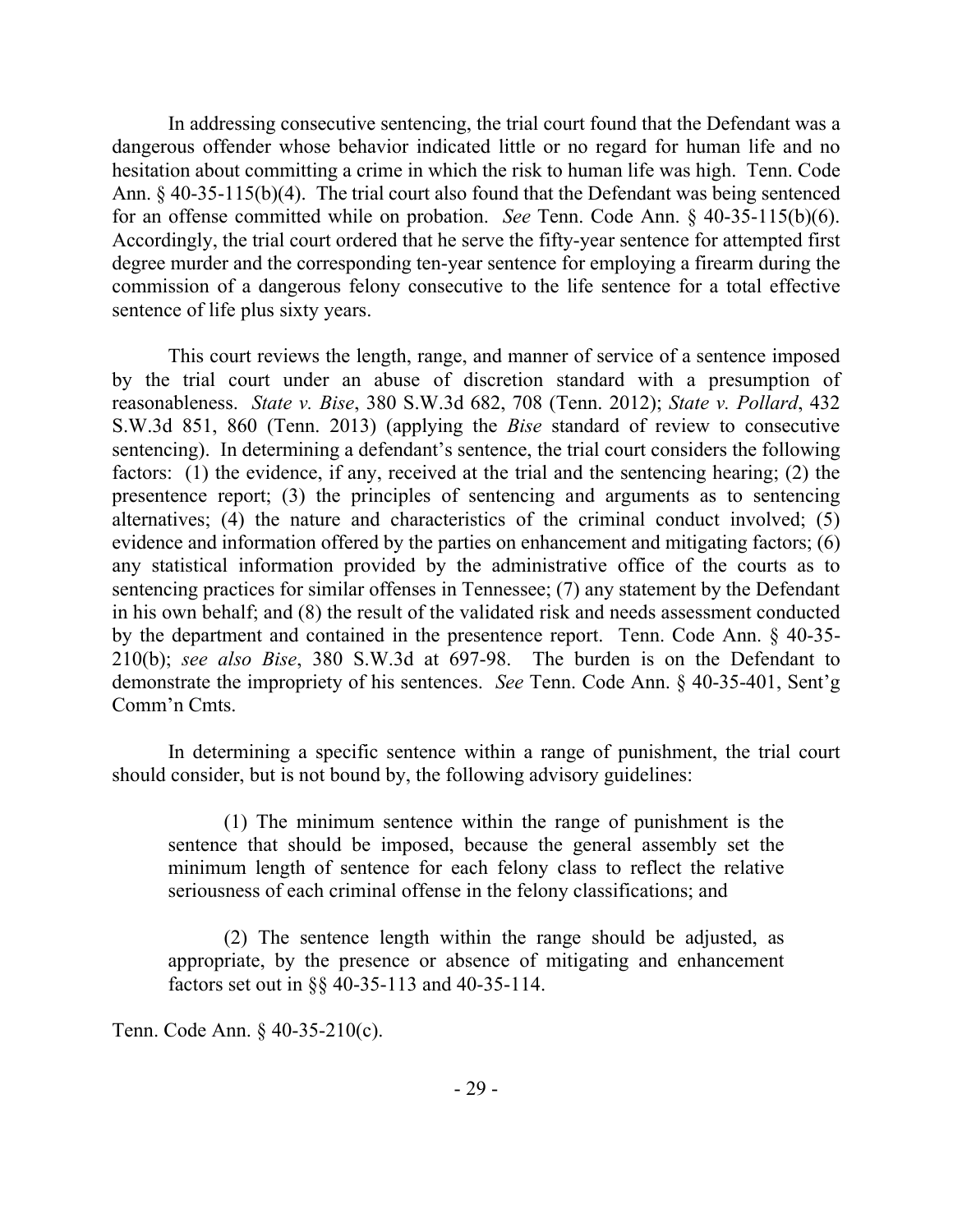In addressing consecutive sentencing, the trial court found that the Defendant was a dangerous offender whose behavior indicated little or no regard for human life and no hesitation about committing a crime in which the risk to human life was high. Tenn. Code Ann. § 40-35-115(b)(4). The trial court also found that the Defendant was being sentenced for an offense committed while on probation. *See* Tenn. Code Ann. § 40-35-115(b)(6). Accordingly, the trial court ordered that he serve the fifty-year sentence for attempted first degree murder and the corresponding ten-year sentence for employing a firearm during the commission of a dangerous felony consecutive to the life sentence for a total effective sentence of life plus sixty years.

This court reviews the length, range, and manner of service of a sentence imposed by the trial court under an abuse of discretion standard with a presumption of reasonableness. *State v. Bise*, 380 S.W.3d 682, 708 (Tenn. 2012); *State v. Pollard*, 432 S.W.3d 851, 860 (Tenn. 2013) (applying the *Bise* standard of review to consecutive sentencing). In determining a defendant's sentence, the trial court considers the following factors: (1) the evidence, if any, received at the trial and the sentencing hearing; (2) the presentence report; (3) the principles of sentencing and arguments as to sentencing alternatives; (4) the nature and characteristics of the criminal conduct involved; (5) evidence and information offered by the parties on enhancement and mitigating factors; (6) any statistical information provided by the administrative office of the courts as to sentencing practices for similar offenses in Tennessee; (7) any statement by the Defendant in his own behalf; and (8) the result of the validated risk and needs assessment conducted by the department and contained in the presentence report. Tenn. Code Ann. § 40-35-210(b); *see also Bise*, 380 S.W.3d at 697-98. The burden is on the Defendant to demonstrate the impropriety of his sentences. *See* Tenn. Code Ann. § 40-35-401, Sent'g Comm'n Cmts.

In determining a specific sentence within a range of punishment, the trial court should consider, but is not bound by, the following advisory guidelines:

> (1) The minimum sentence within the range of punishment is the sentence that should be imposed, because the general assembly set the minimum length of sentence for each felony class to reflect the relative seriousness of each criminal offense in the felony classifications; and
>
> (2) The sentence length within the range should be adjusted, as appropriate, by the presence or absence of mitigating and enhancement factors set out in §§ 40-35-113 and 40-35-114.

Tenn. Code Ann. § 40-35-210(c).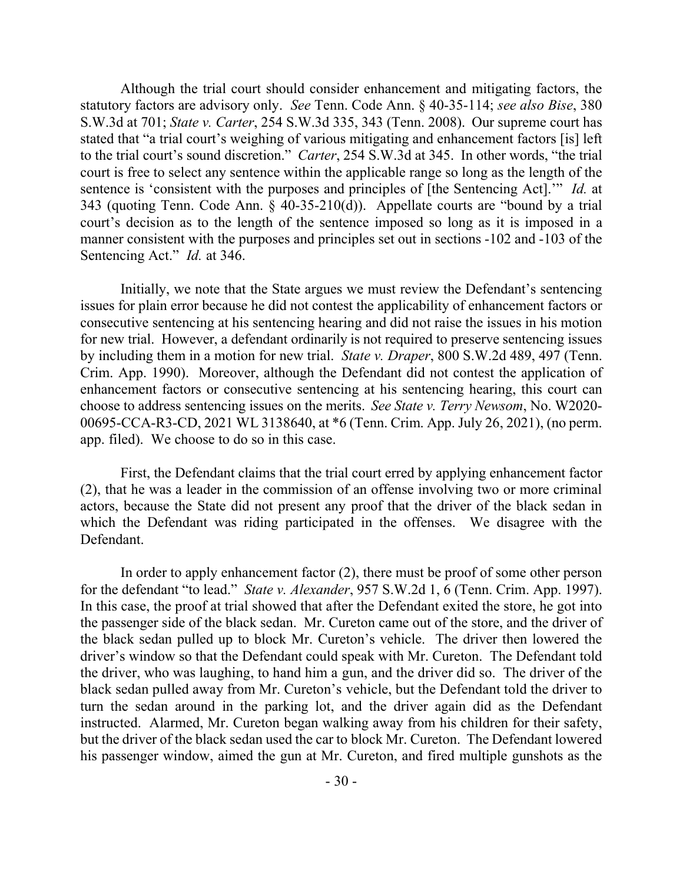Although the trial court should consider enhancement and mitigating factors, the statutory factors are advisory only. *See* Tenn. Code Ann. § 40-35-114; *see also Bise*, 380 S.W.3d at 701; *State v. Carter*, 254 S.W.3d 335, 343 (Tenn. 2008). Our supreme court has stated that "a trial court's weighing of various mitigating and enhancement factors [is] left to the trial court's sound discretion." *Carter*, 254 S.W.3d at 345. In other words, "the trial court is free to select any sentence within the applicable range so long as the length of the sentence is 'consistent with the purposes and principles of [the Sentencing Act].'" *Id.* at 343 (quoting Tenn. Code Ann. § 40-35-210(d)). Appellate courts are "bound by a trial court's decision as to the length of the sentence imposed so long as it is imposed in a manner consistent with the purposes and principles set out in sections -102 and -103 of the Sentencing Act." *Id.* at 346.

Initially, we note that the State argues we must review the Defendant's sentencing issues for plain error because he did not contest the applicability of enhancement factors or consecutive sentencing at his sentencing hearing and did not raise the issues in his motion for new trial. However, a defendant ordinarily is not required to preserve sentencing issues by including them in a motion for new trial. *State v. Draper*, 800 S.W.2d 489, 497 (Tenn. Crim. App. 1990). Moreover, although the Defendant did not contest the application of enhancement factors or consecutive sentencing at his sentencing hearing, this court can choose to address sentencing issues on the merits. *See State v. Terry Newsom*, No. W2020-00695-CCA-R3-CD, 2021 WL 3138640, at *6 (Tenn. Crim. App. July 26, 2021), (no perm. app. filed). We choose to do so in this case.

First, the Defendant claims that the trial court erred by applying enhancement factor (2), that he was a leader in the commission of an offense involving two or more criminal actors, because the State did not present any proof that the driver of the black sedan in which the Defendant was riding participated in the offenses. We disagree with the Defendant.

In order to apply enhancement factor (2), there must be proof of some other person for the defendant "to lead." *State v. Alexander*, 957 S.W.2d 1, 6 (Tenn. Crim. App. 1997). In this case, the proof at trial showed that after the Defendant exited the store, he got into the passenger side of the black sedan. Mr. Cureton came out of the store, and the driver of the black sedan pulled up to block Mr. Cureton's vehicle. The driver then lowered the driver's window so that the Defendant could speak with Mr. Cureton. The Defendant told the driver, who was laughing, to hand him a gun, and the driver did so. The driver of the black sedan pulled away from Mr. Cureton's vehicle, but the Defendant told the driver to turn the sedan around in the parking lot, and the driver again did as the Defendant instructed. Alarmed, Mr. Cureton began walking away from his children for their safety, but the driver of the black sedan used the car to block Mr. Cureton. The Defendant lowered his passenger window, aimed the gun at Mr. Cureton, and fired multiple gunshots as the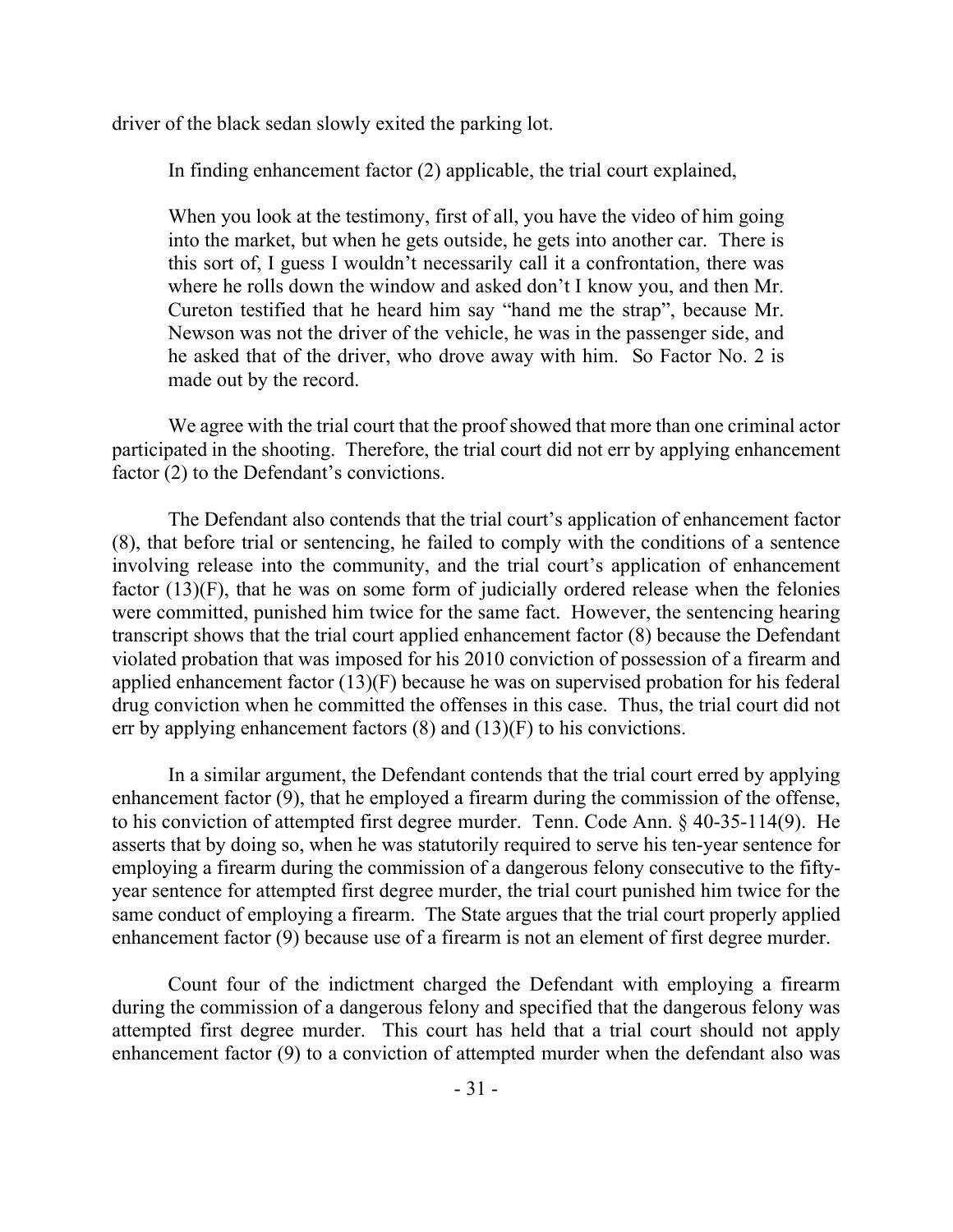driver of the black sedan slowly exited the parking lot.

In finding enhancement factor (2) applicable, the trial court explained,

> When you look at the testimony, first of all, you have the video of him going into the market, but when he gets outside, he gets into another car. There is this sort of, I guess I wouldn't necessarily call it a confrontation, there was where he rolls down the window and asked don't I know you, and then Mr. Cureton testified that he heard him say "hand me the strap", because Mr. Newson was not the driver of the vehicle, he was in the passenger side, and he asked that of the driver, who drove away with him. So Factor No. 2 is made out by the record.

We agree with the trial court that the proof showed that more than one criminal actor participated in the shooting. Therefore, the trial court did not err by applying enhancement factor (2) to the Defendant's convictions.

The Defendant also contends that the trial court's application of enhancement factor (8), that before trial or sentencing, he failed to comply with the conditions of a sentence involving release into the community, and the trial court's application of enhancement factor (13)(F), that he was on some form of judicially ordered release when the felonies were committed, punished him twice for the same fact. However, the sentencing hearing transcript shows that the trial court applied enhancement factor (8) because the Defendant violated probation that was imposed for his 2010 conviction of possession of a firearm and applied enhancement factor (13)(F) because he was on supervised probation for his federal drug conviction when he committed the offenses in this case. Thus, the trial court did not err by applying enhancement factors (8) and (13)(F) to his convictions.

In a similar argument, the Defendant contends that the trial court erred by applying enhancement factor (9), that he employed a firearm during the commission of the offense, to his conviction of attempted first degree murder. Tenn. Code Ann. § 40-35-114(9). He asserts that by doing so, when he was statutorily required to serve his ten-year sentence for employing a firearm during the commission of a dangerous felony consecutive to the fifty-year sentence for attempted first degree murder, the trial court punished him twice for the same conduct of employing a firearm. The State argues that the trial court properly applied enhancement factor (9) because use of a firearm is not an element of first degree murder.

Count four of the indictment charged the Defendant with employing a firearm during the commission of a dangerous felony and specified that the dangerous felony was attempted first degree murder. This court has held that a trial court should not apply enhancement factor (9) to a conviction of attempted murder when the defendant also was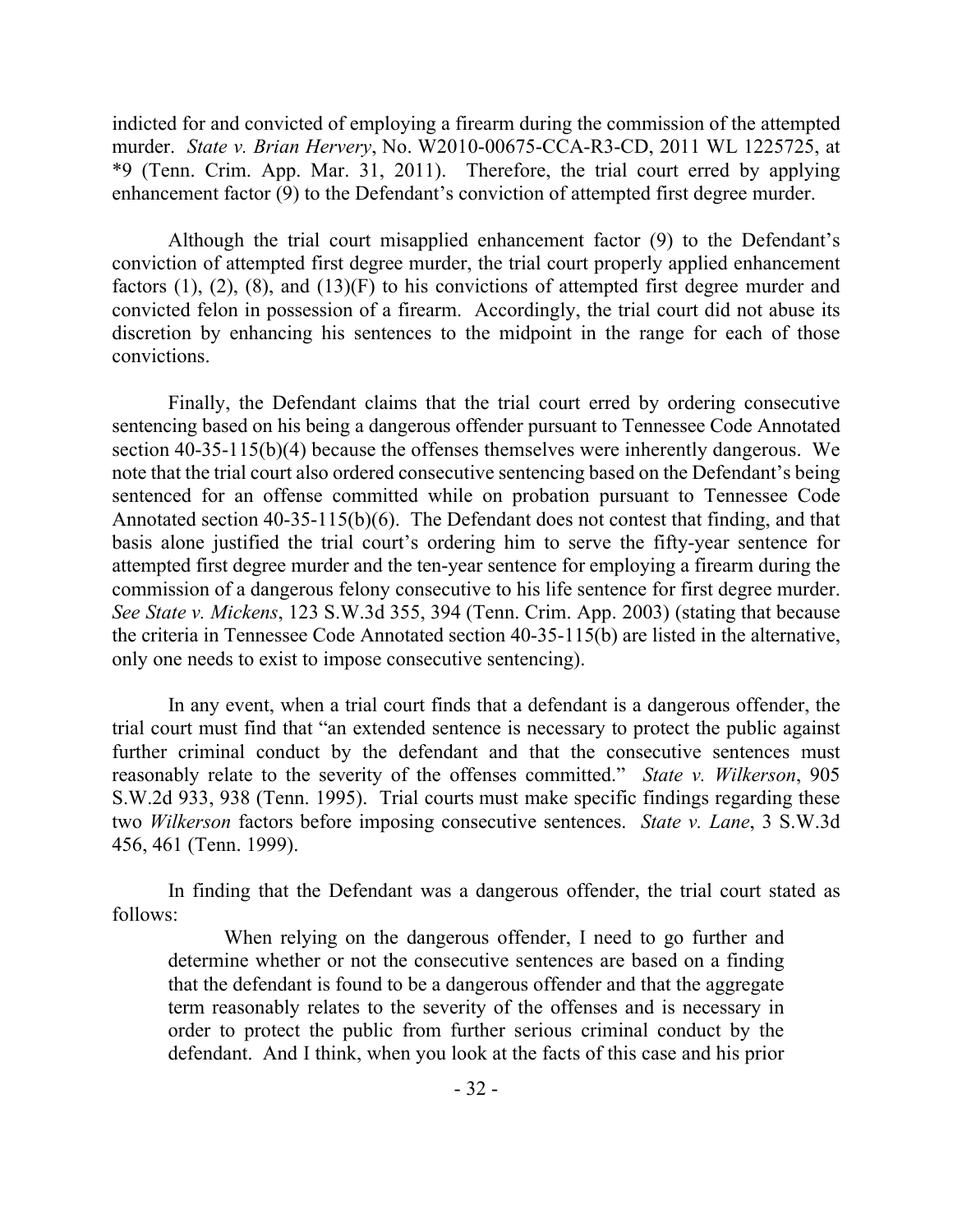indicted for and convicted of employing a firearm during the commission of the attempted murder. *State v. Brian Hervery*, No. W2010-00675-CCA-R3-CD, 2011 WL 1225725, at *9 (Tenn. Crim. App. Mar. 31, 2011). Therefore, the trial court erred by applying enhancement factor (9) to the Defendant's conviction of attempted first degree murder.

Although the trial court misapplied enhancement factor (9) to the Defendant's conviction of attempted first degree murder, the trial court properly applied enhancement factors (1), (2), (8), and (13)(F) to his convictions of attempted first degree murder and convicted felon in possession of a firearm. Accordingly, the trial court did not abuse its discretion by enhancing his sentences to the midpoint in the range for each of those convictions.

Finally, the Defendant claims that the trial court erred by ordering consecutive sentencing based on his being a dangerous offender pursuant to Tennessee Code Annotated section 40-35-115(b)(4) because the offenses themselves were inherently dangerous. We note that the trial court also ordered consecutive sentencing based on the Defendant's being sentenced for an offense committed while on probation pursuant to Tennessee Code Annotated section 40-35-115(b)(6). The Defendant does not contest that finding, and that basis alone justified the trial court's ordering him to serve the fifty-year sentence for attempted first degree murder and the ten-year sentence for employing a firearm during the commission of a dangerous felony consecutive to his life sentence for first degree murder. *See State v. Mickens*, 123 S.W.3d 355, 394 (Tenn. Crim. App. 2003) (stating that because the criteria in Tennessee Code Annotated section 40-35-115(b) are listed in the alternative, only one needs to exist to impose consecutive sentencing).

In any event, when a trial court finds that a defendant is a dangerous offender, the trial court must find that "an extended sentence is necessary to protect the public against further criminal conduct by the defendant and that the consecutive sentences must reasonably relate to the severity of the offenses committed." *State v. Wilkerson*, 905 S.W.2d 933, 938 (Tenn. 1995). Trial courts must make specific findings regarding these two *Wilkerson* factors before imposing consecutive sentences. *State v. Lane*, 3 S.W.3d 456, 461 (Tenn. 1999).

In finding that the Defendant was a dangerous offender, the trial court stated as follows:

> When relying on the dangerous offender, I need to go further and determine whether or not the consecutive sentences are based on a finding that the defendant is found to be a dangerous offender and that the aggregate term reasonably relates to the severity of the offenses and is necessary in order to protect the public from further serious criminal conduct by the defendant. And I think, when you look at the facts of this case and his prior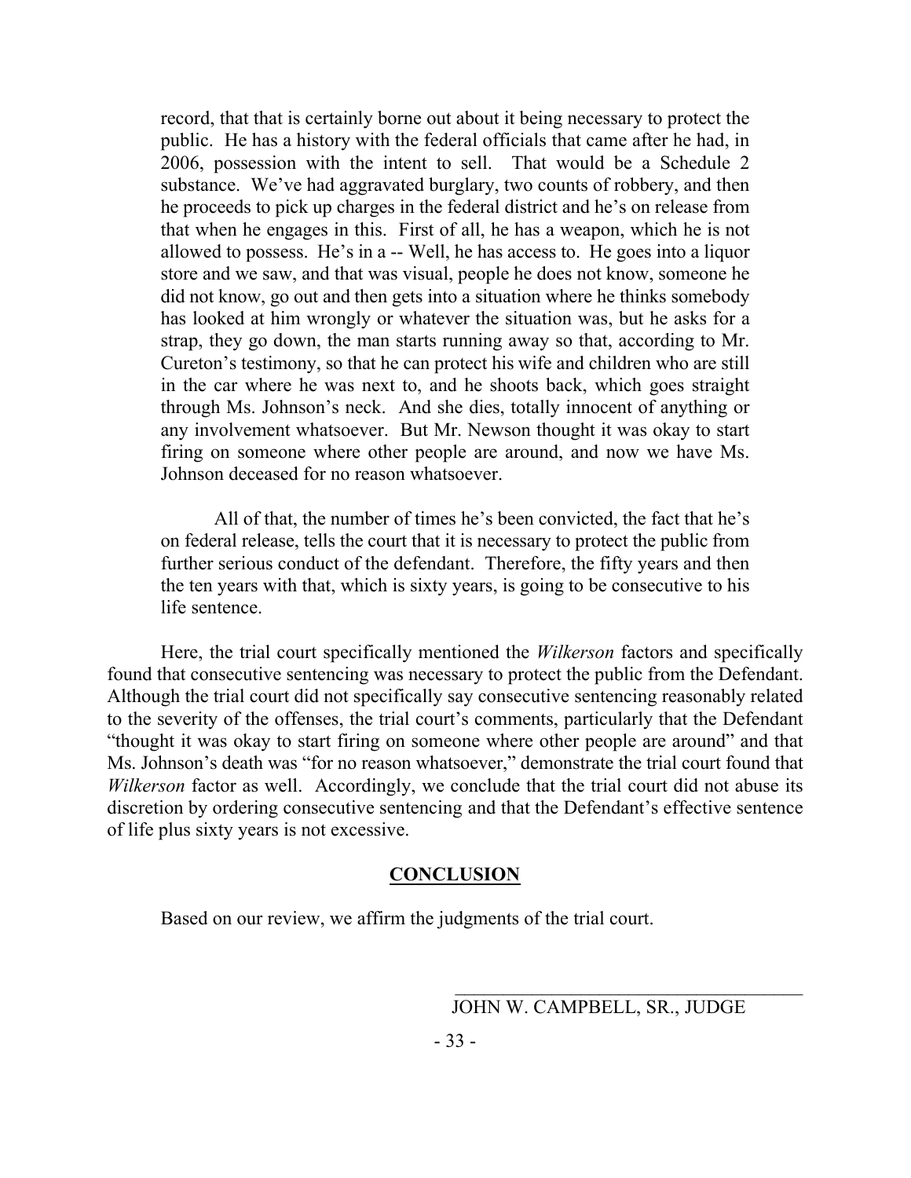record, that that is certainly borne out about it being necessary to protect the public. He has a history with the federal officials that came after he had, in 2006, possession with the intent to sell. That would be a Schedule 2 substance. We've had aggravated burglary, two counts of robbery, and then he proceeds to pick up charges in the federal district and he's on release from that when he engages in this. First of all, he has a weapon, which he is not allowed to possess. He's in a -- Well, he has access to. He goes into a liquor store and we saw, and that was visual, people he does not know, someone he did not know, go out and then gets into a situation where he thinks somebody has looked at him wrongly or whatever the situation was, but he asks for a strap, they go down, the man starts running away so that, according to Mr. Cureton's testimony, so that he can protect his wife and children who are still in the car where he was next to, and he shoots back, which goes straight through Ms. Johnson's neck. And she dies, totally innocent of anything or any involvement whatsoever. But Mr. Newson thought it was okay to start firing on someone where other people are around, and now we have Ms. Johnson deceased for no reason whatsoever.

> All of that, the number of times he's been convicted, the fact that he's on federal release, tells the court that it is necessary to protect the public from further serious conduct of the defendant. Therefore, the fifty years and then the ten years with that, which is sixty years, is going to be consecutive to his life sentence.

Here, the trial court specifically mentioned the *Wilkerson* factors and specifically found that consecutive sentencing was necessary to protect the public from the Defendant. Although the trial court did not specifically say consecutive sentencing reasonably related to the severity of the offenses, the trial court's comments, particularly that the Defendant "thought it was okay to start firing on someone where other people are around" and that Ms. Johnson's death was "for no reason whatsoever," demonstrate the trial court found that *Wilkerson* factor as well. Accordingly, we conclude that the trial court did not abuse its discretion by ordering consecutive sentencing and that the Defendant's effective sentence of life plus sixty years is not excessive.

## **CONCLUSION**

Based on our review, we affirm the judgments of the trial court.

\_\_\_\_\_\_\_\_\_\_\_\_\_\_\_\_\_\_\_\_\_\_\_\_\_\_\_\_\_\_\_\_\_\_\_\_\_\_

JOHN W. CAMPBELL, SR., JUDGE